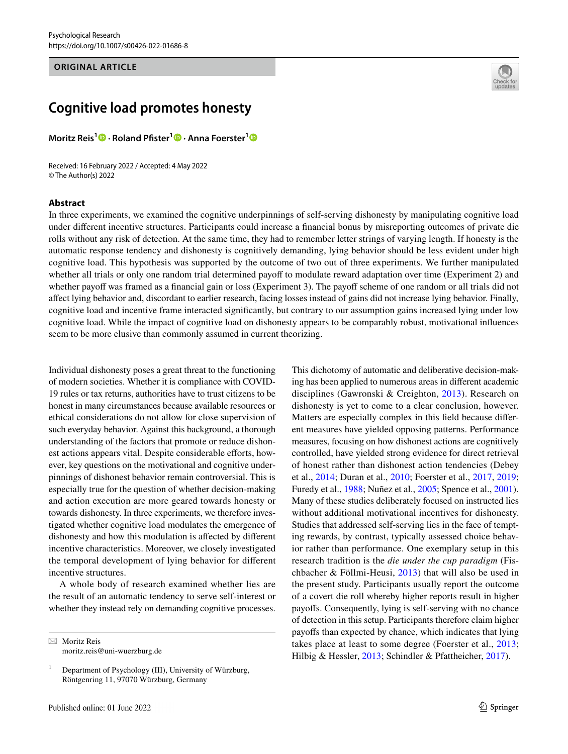ORIGINAL ARTICLE

# Cognitive load promotes honesty

**Moritz Reis[1] · Roland Pfister[1] · Anna Foerster[1]**

Received: 16 February 2022 / Accepted: 4 May 2022
© The Author(s) 2022

## Abstract

In three experiments, we examined the cognitive underpinnings of self-serving dishonesty by manipulating cognitive load under different incentive structures. Participants could increase a financial bonus by misreporting outcomes of private die rolls without any risk of detection. At the same time, they had to remember letter strings of varying length. If honesty is the automatic response tendency and dishonesty is cognitively demanding, lying behavior should be less evident under high cognitive load. This hypothesis was supported by the outcome of two out of three experiments. We further manipulated whether all trials or only one random trial determined payoff to modulate reward adaptation over time (Experiment 2) and whether payoff was framed as a financial gain or loss (Experiment 3). The payoff scheme of one random or all trials did not affect lying behavior and, discordant to earlier research, facing losses instead of gains did not increase lying behavior. Finally, cognitive load and incentive frame interacted significantly, but contrary to our assumption gains increased lying under low cognitive load. While the impact of cognitive load on dishonesty appears to be comparably robust, motivational influences seem to be more elusive than commonly assumed in current theorizing.

Individual dishonesty poses a great threat to the functioning of modern societies. Whether it is compliance with COVID-19 rules or tax returns, authorities have to trust citizens to be honest in many circumstances because available resources or ethical considerations do not allow for close supervision of such everyday behavior. Against this background, a thorough understanding of the factors that promote or reduce dishonest actions appears vital. Despite considerable efforts, however, key questions on the motivational and cognitive underpinnings of dishonest behavior remain controversial. This is especially true for the question of whether decision-making and action execution are more geared towards honesty or towards dishonesty. In three experiments, we therefore investigated whether cognitive load modulates the emergence of dishonesty and how this modulation is affected by different incentive characteristics. Moreover, we closely investigated the temporal development of lying behavior for different incentive structures.

A whole body of research examined whether lies are the result of an automatic tendency to serve self-interest or whether they instead rely on demanding cognitive processes. This dichotomy of automatic and deliberative decision-making has been applied to numerous areas in different academic disciplines (Gawronski & Creighton, 2013). Research on dishonesty is yet to come to a clear conclusion, however. Matters are especially complex in this field because different measures have yielded opposing patterns. Performance measures, focusing on how dishonest actions are cognitively controlled, have yielded strong evidence for direct retrieval of honest rather than dishonest action tendencies (Debey et al., 2014; Duran et al., 2010; Foerster et al., 2017, 2019; Furedy et al., 1988; Nuñez et al., 2005; Spence et al., 2001). Many of these studies deliberately focused on instructed lies without additional motivational incentives for dishonesty. Studies that addressed self-serving lies in the face of tempting rewards, by contrast, typically assessed choice behavior rather than performance. One exemplary setup in this research tradition is the *die under the cup paradigm* (Fischbacher & Föllmi-Heusi, 2013) that will also be used in the present study. Participants usually report the outcome of a covert die roll whereby higher reports result in higher payoffs. Consequently, lying is self-serving with no chance of detection in this setup. Participants therefore claim higher payoffs than expected by chance, which indicates that lying takes place at least to some degree (Foerster et al., 2013; Hilbig & Hessler, 2013; Schindler & Pfattheicher, 2017).

✉ Moritz Reis
moritz.reis@uni-wuerzburg.de

[1] Department of Psychology (III), University of Würzburg, Röntgenring 11, 97070 Würzburg, Germany

Published online: 01 June 2022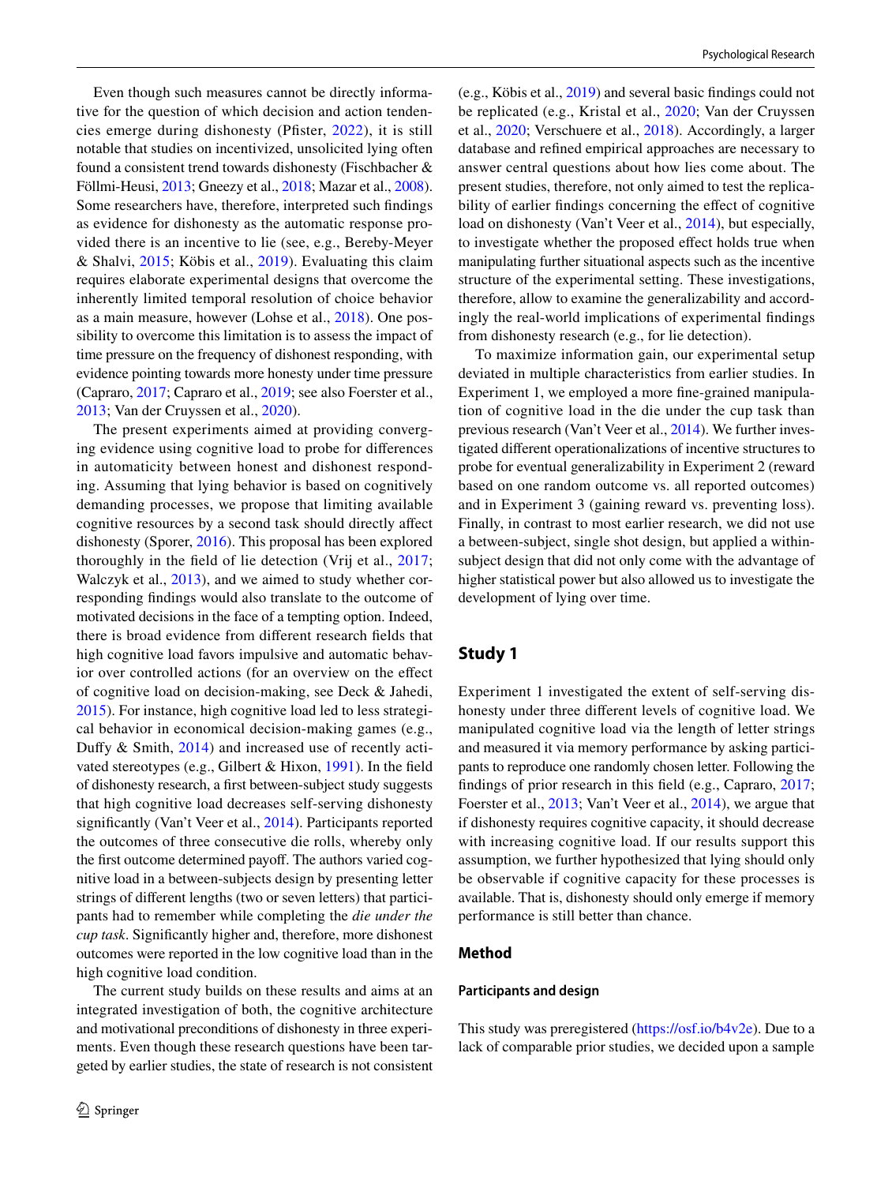Even though such measures cannot be directly informative for the question of which decision and action tendencies emerge during dishonesty (Pfister, 2022), it is still notable that studies on incentivized, unsolicited lying often found a consistent trend towards dishonesty (Fischbacher & Föllmi-Heusi, 2013; Gneezy et al., 2018; Mazar et al., 2008). Some researchers have, therefore, interpreted such findings as evidence for dishonesty as the automatic response provided there is an incentive to lie (see, e.g., Bereby-Meyer & Shalvi, 2015; Köbis et al., 2019). Evaluating this claim requires elaborate experimental designs that overcome the inherently limited temporal resolution of choice behavior as a main measure, however (Lohse et al., 2018). One possibility to overcome this limitation is to assess the impact of time pressure on the frequency of dishonest responding, with evidence pointing towards more honesty under time pressure (Capraro, 2017; Capraro et al., 2019; see also Foerster et al., 2013; Van der Cruyssen et al., 2020).

The present experiments aimed at providing converging evidence using cognitive load to probe for differences in automaticity between honest and dishonest responding. Assuming that lying behavior is based on cognitively demanding processes, we propose that limiting available cognitive resources by a second task should directly affect dishonesty (Sporer, 2016). This proposal has been explored thoroughly in the field of lie detection (Vrij et al., 2017; Walczyk et al., 2013), and we aimed to study whether corresponding findings would also translate to the outcome of motivated decisions in the face of a tempting option. Indeed, there is broad evidence from different research fields that high cognitive load favors impulsive and automatic behavior over controlled actions (for an overview on the effect of cognitive load on decision-making, see Deck & Jahedi, 2015). For instance, high cognitive load led to less strategical behavior in economical decision-making games (e.g., Duffy & Smith, 2014) and increased use of recently activated stereotypes (e.g., Gilbert & Hixon, 1991). In the field of dishonesty research, a first between-subject study suggests that high cognitive load decreases self-serving dishonesty significantly (Van't Veer et al., 2014). Participants reported the outcomes of three consecutive die rolls, whereby only the first outcome determined payoff. The authors varied cognitive load in a between-subjects design by presenting letter strings of different lengths (two or seven letters) that participants had to remember while completing the *die under the cup task*. Significantly higher and, therefore, more dishonest outcomes were reported in the low cognitive load than in the high cognitive load condition.

The current study builds on these results and aims at an integrated investigation of both, the cognitive architecture and motivational preconditions of dishonesty in three experiments. Even though these research questions have been targeted by earlier studies, the state of research is not consistent (e.g., Köbis et al., 2019) and several basic findings could not be replicated (e.g., Kristal et al., 2020; Van der Cruyssen et al., 2020; Verschuere et al., 2018). Accordingly, a larger database and refined empirical approaches are necessary to answer central questions about how lies come about. The present studies, therefore, not only aimed to test the replicability of earlier findings concerning the effect of cognitive load on dishonesty (Van't Veer et al., 2014), but especially, to investigate whether the proposed effect holds true when manipulating further situational aspects such as the incentive structure of the experimental setting. These investigations, therefore, allow to examine the generalizability and accordingly the real-world implications of experimental findings from dishonesty research (e.g., for lie detection).

To maximize information gain, our experimental setup deviated in multiple characteristics from earlier studies. In Experiment 1, we employed a more fine-grained manipulation of cognitive load in the die under the cup task than previous research (Van't Veer et al., 2014). We further investigated different operationalizations of incentive structures to probe for eventual generalizability in Experiment 2 (reward based on one random outcome vs. all reported outcomes) and in Experiment 3 (gaining reward vs. preventing loss). Finally, in contrast to most earlier research, we did not use a between-subject, single shot design, but applied a within-subject design that did not only come with the advantage of higher statistical power but also allowed us to investigate the development of lying over time.

## Study 1

Experiment 1 investigated the extent of self-serving dishonesty under three different levels of cognitive load. We manipulated cognitive load via the length of letter strings and measured it via memory performance by asking participants to reproduce one randomly chosen letter. Following the findings of prior research in this field (e.g., Capraro, 2017; Foerster et al., 2013; Van't Veer et al., 2014), we argue that if dishonesty requires cognitive capacity, it should decrease with increasing cognitive load. If our results support this assumption, we further hypothesized that lying should only be observable if cognitive capacity for these processes is available. That is, dishonesty should only emerge if memory performance is still better than chance.

### Method

#### Participants and design

This study was preregistered (https://osf.io/b4v2e). Due to a lack of comparable prior studies, we decided upon a sample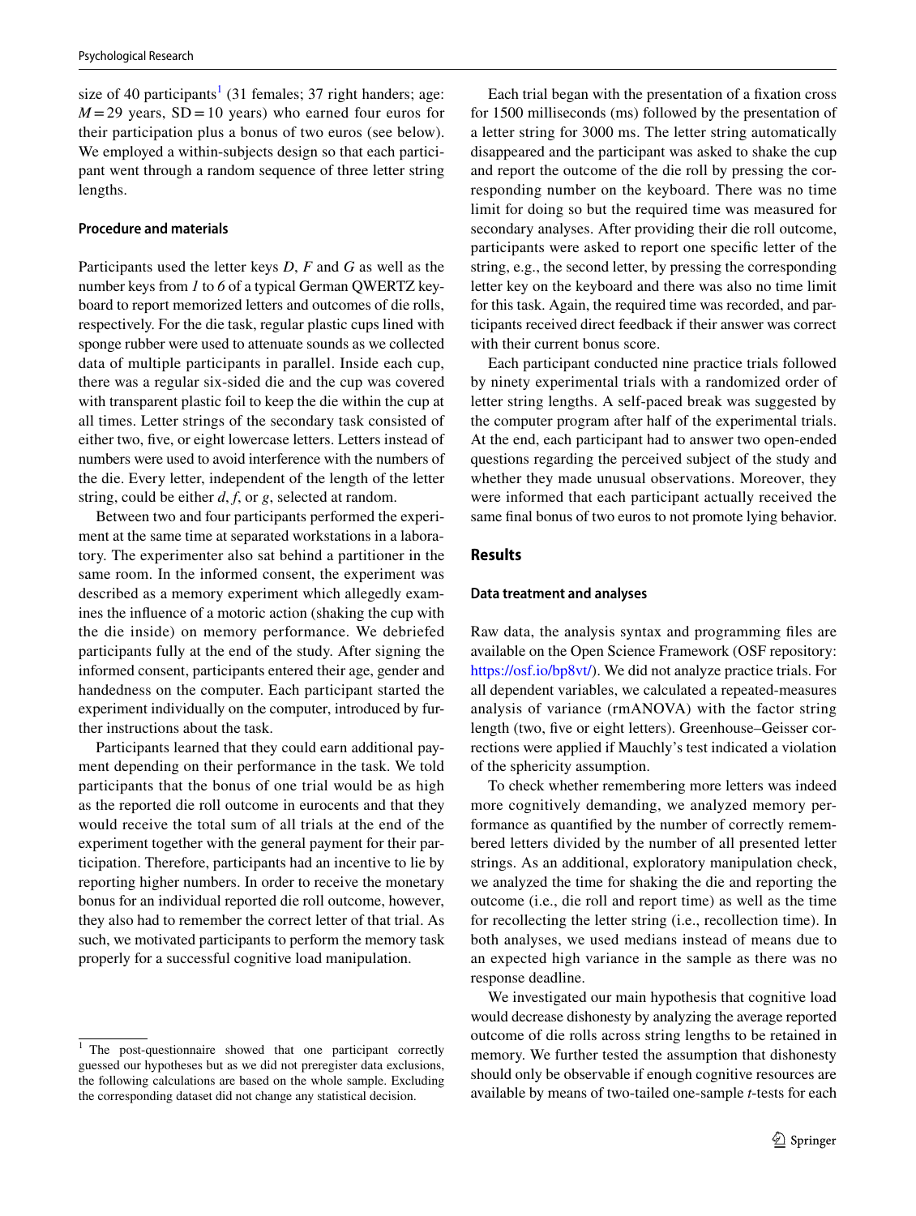size of 40 participants[1] (31 females; 37 right handers; age: $M = 29$ years, $SD = 10$ years) who earned four euros for their participation plus a bonus of two euros (see below). We employed a within-subjects design so that each participant went through a random sequence of three letter string lengths.

### Procedure and materials

Participants used the letter keys *D*, *F* and *G* as well as the number keys from *1* to *6* of a typical German QWERTZ keyboard to report memorized letters and outcomes of die rolls, respectively. For the die task, regular plastic cups lined with sponge rubber were used to attenuate sounds as we collected data of multiple participants in parallel. Inside each cup, there was a regular six-sided die and the cup was covered with transparent plastic foil to keep the die within the cup at all times. Letter strings of the secondary task consisted of either two, five, or eight lowercase letters. Letters instead of numbers were used to avoid interference with the numbers of the die. Every letter, independent of the length of the letter string, could be either *d*, *f*, or *g*, selected at random.

Between two and four participants performed the experiment at the same time at separated workstations in a laboratory. The experimenter also sat behind a partitioner in the same room. In the informed consent, the experiment was described as a memory experiment which allegedly examines the influence of a motoric action (shaking the cup with the die inside) on memory performance. We debriefed participants fully at the end of the study. After signing the informed consent, participants entered their age, gender and handedness on the computer. Each participant started the experiment individually on the computer, introduced by further instructions about the task.

Participants learned that they could earn additional payment depending on their performance in the task. We told participants that the bonus of one trial would be as high as the reported die roll outcome in eurocents and that they would receive the total sum of all trials at the end of the experiment together with the general payment for their participation. Therefore, participants had an incentive to lie by reporting higher numbers. In order to receive the monetary bonus for an individual reported die roll outcome, however, they also had to remember the correct letter of that trial. As such, we motivated participants to perform the memory task properly for a successful cognitive load manipulation.

Each trial began with the presentation of a fixation cross for 1500 milliseconds (ms) followed by the presentation of a letter string for 3000 ms. The letter string automatically disappeared and the participant was asked to shake the cup and report the outcome of the die roll by pressing the corresponding number on the keyboard. There was no time limit for doing so but the required time was measured for secondary analyses. After providing their die roll outcome, participants were asked to report one specific letter of the string, e.g., the second letter, by pressing the corresponding letter key on the keyboard and there was also no time limit for this task. Again, the required time was recorded, and participants received direct feedback if their answer was correct with their current bonus score.

Each participant conducted nine practice trials followed by ninety experimental trials with a randomized order of letter string lengths. A self-paced break was suggested by the computer program after half of the experimental trials. At the end, each participant had to answer two open-ended questions regarding the perceived subject of the study and whether they made unusual observations. Moreover, they were informed that each participant actually received the same final bonus of two euros to not promote lying behavior.

## Results

### Data treatment and analyses

Raw data, the analysis syntax and programming files are available on the Open Science Framework (OSF repository: https://osf.io/bp8vt/). We did not analyze practice trials. For all dependent variables, we calculated a repeated-measures analysis of variance (rmANOVA) with the factor string length (two, five or eight letters). Greenhouse–Geisser corrections were applied if Mauchly's test indicated a violation of the sphericity assumption.

To check whether remembering more letters was indeed more cognitively demanding, we analyzed memory performance as quantified by the number of correctly remembered letters divided by the number of all presented letter strings. As an additional, exploratory manipulation check, we analyzed the time for shaking the die and reporting the outcome (i.e., die roll and report time) as well as the time for recollecting the letter string (i.e., recollection time). In both analyses, we used medians instead of means due to an expected high variance in the sample as there was no response deadline.

We investigated our main hypothesis that cognitive load would decrease dishonesty by analyzing the average reported outcome of die rolls across string lengths to be retained in memory. We further tested the assumption that dishonesty should only be observable if enough cognitive resources are available by means of two-tailed one-sample *t*-tests for each

[1] The post-questionnaire showed that one participant correctly guessed our hypotheses but as we did not preregister data exclusions, the following calculations are based on the whole sample. Excluding the corresponding dataset did not change any statistical decision.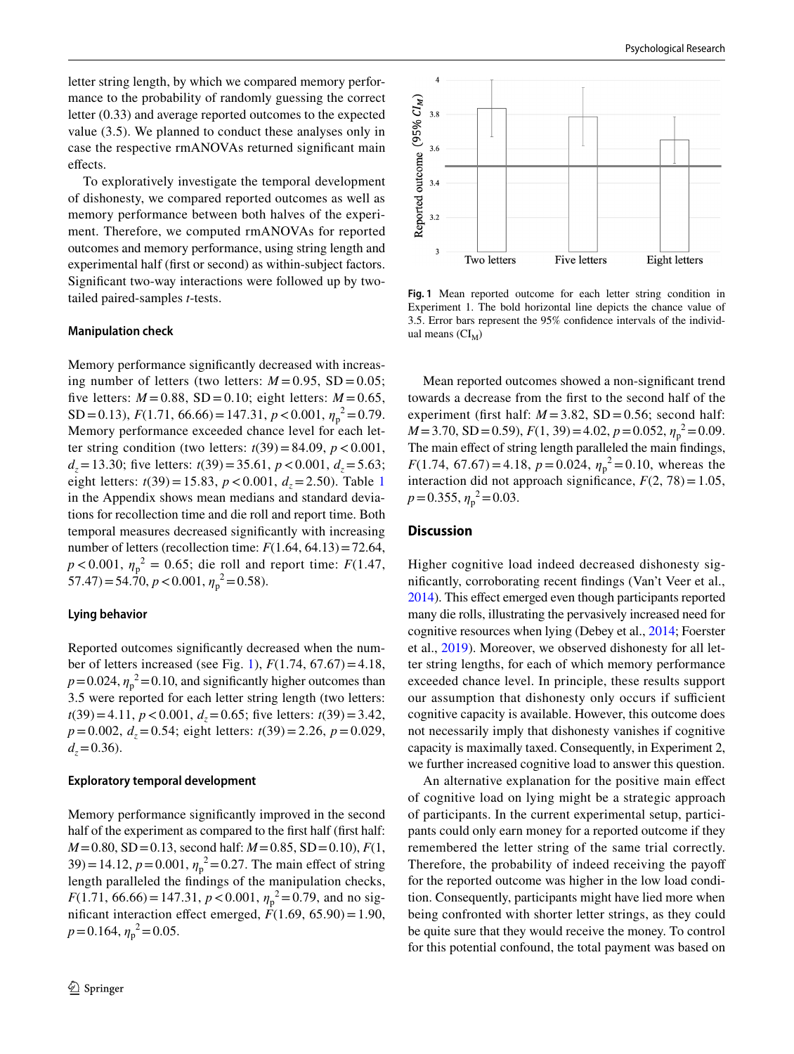letter string length, by which we compared memory performance to the probability of randomly guessing the correct letter (0.33) and average reported outcomes to the expected value (3.5). We planned to conduct these analyses only in case the respective rmANOVAs returned significant main effects.

To exploratively investigate the temporal development of dishonesty, we compared reported outcomes as well as memory performance between both halves of the experiment. Therefore, we computed rmANOVAs for reported outcomes and memory performance, using string length and experimental half (first or second) as within-subject factors. Significant two-way interactions were followed up by two-tailed paired-samples $t$-tests.

### Manipulation check

Memory performance significantly decreased with increasing number of letters (two letters: $M = 0.95$, $SD = 0.05$; five letters: $M = 0.88$, $SD = 0.10$; eight letters: $M = 0.65$, $SD = 0.13$), $F(1.71, 66.66) = 147.31$, $p < 0.001$, $\eta_p^2 = 0.79$. Memory performance exceeded chance level for each letter string condition (two letters: $t(39) = 84.09$, $p < 0.001$, $d_z = 13.30$; five letters: $t(39) = 35.61$, $p < 0.001$, $d_z = 5.63$; eight letters: $t(39) = 15.83$, $p < 0.001$, $d_z = 2.50$). Table 1 in the Appendix shows mean medians and standard deviations for recollection time and die roll and report time. Both temporal measures decreased significantly with increasing number of letters (recollection time: $F(1.64, 64.13) = 72.64$, $p < 0.001$, $\eta_p^2 = 0.65$; die roll and report time: $F(1.47, 57.47) = 54.70$, $p < 0.001$, $\eta_p^2 = 0.58$).

### Lying behavior

Reported outcomes significantly decreased when the number of letters increased (see Fig. 1), $F(1.74, 67.67) = 4.18$, $p = 0.024$, $\eta_p^2 = 0.10$, and significantly higher outcomes than 3.5 were reported for each letter string length (two letters: $t(39) = 4.11$, $p < 0.001$, $d_z = 0.65$; five letters: $t(39) = 3.42$, $p = 0.002$, $d_z = 0.54$; eight letters: $t(39) = 2.26$, $p = 0.029$, $d_z = 0.36$).

### Exploratory temporal development

Memory performance significantly improved in the second half of the experiment as compared to the first half (first half: $M = 0.80$, $SD = 0.13$, second half: $M = 0.85$, $SD = 0.10$), $F(1, 39) = 14.12$, $p = 0.001$, $\eta_p^2 = 0.27$. The main effect of string length paralleled the findings of the manipulation checks, $F(1.71, 66.66) = 147.31$, $p < 0.001$, $\eta_p^2 = 0.79$, and no significant interaction effect emerged, $F(1.69, 65.90) = 1.90$, $p = 0.164$, $\eta_p^2 = 0.05$.

Fig. 1 Mean reported outcome for each letter string condition in Experiment 1. The bold horizontal line depicts the chance value of 3.5. Error bars represent the 95% confidence intervals of the individual means ($CI_M$)

Mean reported outcomes showed a non-significant trend towards a decrease from the first to the second half of the experiment (first half: $M = 3.82$, $SD = 0.56$; second half: $M = 3.70$, $SD = 0.59$), $F(1, 39) = 4.02$, $p = 0.052$, $\eta_p^2 = 0.09$. The main effect of string length paralleled the main findings, $F(1.74, 67.67) = 4.18$, $p = 0.024$, $\eta_p^2 = 0.10$, whereas the interaction did not approach significance, $F(2, 78) = 1.05$, $p = 0.355$, $\eta_p^2 = 0.03$.

## Discussion

Higher cognitive load indeed decreased dishonesty significantly, corroborating recent findings (Van't Veer et al., 2014). This effect emerged even though participants reported many die rolls, illustrating the pervasively increased need for cognitive resources when lying (Debey et al., 2014; Foerster et al., 2019). Moreover, we observed dishonesty for all letter string lengths, for each of which memory performance exceeded chance level. In principle, these results support our assumption that dishonesty only occurs if sufficient cognitive capacity is available. However, this outcome does not necessarily imply that dishonesty vanishes if cognitive capacity is maximally taxed. Consequently, in Experiment 2, we further increased cognitive load to answer this question.

An alternative explanation for the positive main effect of cognitive load on lying might be a strategic approach of participants. In the current experimental setup, participants could only earn money for a reported outcome if they remembered the letter string of the same trial correctly. Therefore, the probability of indeed receiving the payoff for the reported outcome was higher in the low load condition. Consequently, participants might have lied more when being confronted with shorter letter strings, as they could be quite sure that they would receive the money. To control for this potential confound, the total payment was based on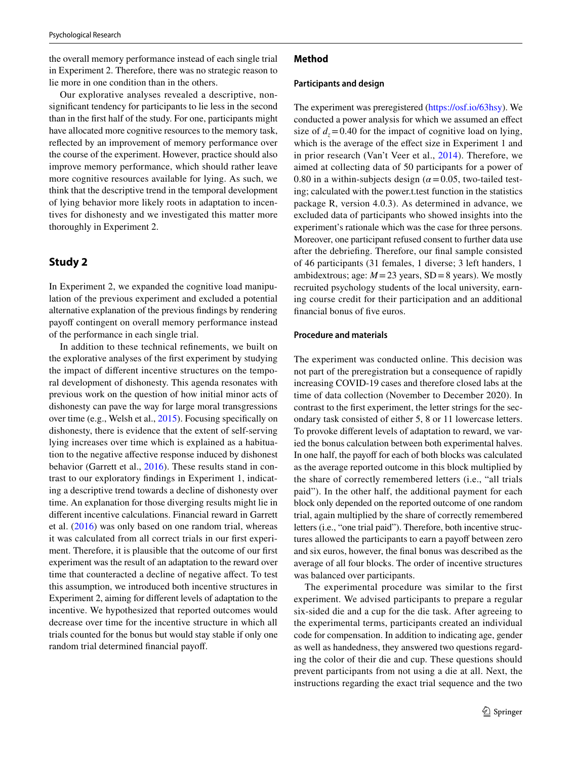the overall memory performance instead of each single trial in Experiment 2. Therefore, there was no strategic reason to lie more in one condition than in the others.

Our explorative analyses revealed a descriptive, non-significant tendency for participants to lie less in the second than in the first half of the study. For one, participants might have allocated more cognitive resources to the memory task, reflected by an improvement of memory performance over the course of the experiment. However, practice should also improve memory performance, which should rather leave more cognitive resources available for lying. As such, we think that the descriptive trend in the temporal development of lying behavior more likely roots in adaptation to incentives for dishonesty and we investigated this matter more thoroughly in Experiment 2.

## Study 2

In Experiment 2, we expanded the cognitive load manipulation of the previous experiment and excluded a potential alternative explanation of the previous findings by rendering payoff contingent on overall memory performance instead of the performance in each single trial.

In addition to these technical refinements, we built on the explorative analyses of the first experiment by studying the impact of different incentive structures on the temporal development of dishonesty. This agenda resonates with previous work on the question of how initial minor acts of dishonesty can pave the way for large moral transgressions over time (e.g., Welsh et al., 2015). Focusing specifically on dishonesty, there is evidence that the extent of self-serving lying increases over time which is explained as a habituation to the negative affective response induced by dishonest behavior (Garrett et al., 2016). These results stand in contrast to our exploratory findings in Experiment 1, indicating a descriptive trend towards a decline of dishonesty over time. An explanation for those diverging results might lie in different incentive calculations. Financial reward in Garrett et al. (2016) was only based on one random trial, whereas it was calculated from all correct trials in our first experiment. Therefore, it is plausible that the outcome of our first experiment was the result of an adaptation to the reward over time that counteracted a decline of negative affect. To test this assumption, we introduced both incentive structures in Experiment 2, aiming for different levels of adaptation to the incentive. We hypothesized that reported outcomes would decrease over time for the incentive structure in which all trials counted for the bonus but would stay stable if only one random trial determined financial payoff.

### Method

#### Participants and design

The experiment was preregistered (https://osf.io/63hsy). We conducted a power analysis for which we assumed an effect size of $d_z = 0.40$ for the impact of cognitive load on lying, which is the average of the effect size in Experiment 1 and in prior research (Van't Veer et al., 2014). Therefore, we aimed at collecting data of 50 participants for a power of 0.80 in a within-subjects design ($\alpha = 0.05$, two-tailed testing; calculated with the power.t.test function in the statistics package R, version 4.0.3). As determined in advance, we excluded data of participants who showed insights into the experiment's rationale which was the case for three persons. Moreover, one participant refused consent to further data use after the debriefing. Therefore, our final sample consisted of 46 participants (31 females, 1 diverse; 3 left handers, 1 ambidextrous; age: $M = 23$ years, $SD = 8$ years). We mostly recruited psychology students of the local university, earning course credit for their participation and an additional financial bonus of five euros.

#### Procedure and materials

The experiment was conducted online. This decision was not part of the preregistration but a consequence of rapidly increasing COVID-19 cases and therefore closed labs at the time of data collection (November to December 2020). In contrast to the first experiment, the letter strings for the secondary task consisted of either 5, 8 or 11 lowercase letters. To provoke different levels of adaptation to reward, we varied the bonus calculation between both experimental halves. In one half, the payoff for each of both blocks was calculated as the average reported outcome in this block multiplied by the share of correctly remembered letters (i.e., "all trials paid"). In the other half, the additional payment for each block only depended on the reported outcome of one random trial, again multiplied by the share of correctly remembered letters (i.e., "one trial paid"). Therefore, both incentive structures allowed the participants to earn a payoff between zero and six euros, however, the final bonus was described as the average of all four blocks. The order of incentive structures was balanced over participants.

The experimental procedure was similar to the first experiment. We advised participants to prepare a regular six-sided die and a cup for the die task. After agreeing to the experimental terms, participants created an individual code for compensation. In addition to indicating age, gender as well as handedness, they answered two questions regarding the color of their die and cup. These questions should prevent participants from not using a die at all. Next, the instructions regarding the exact trial sequence and the two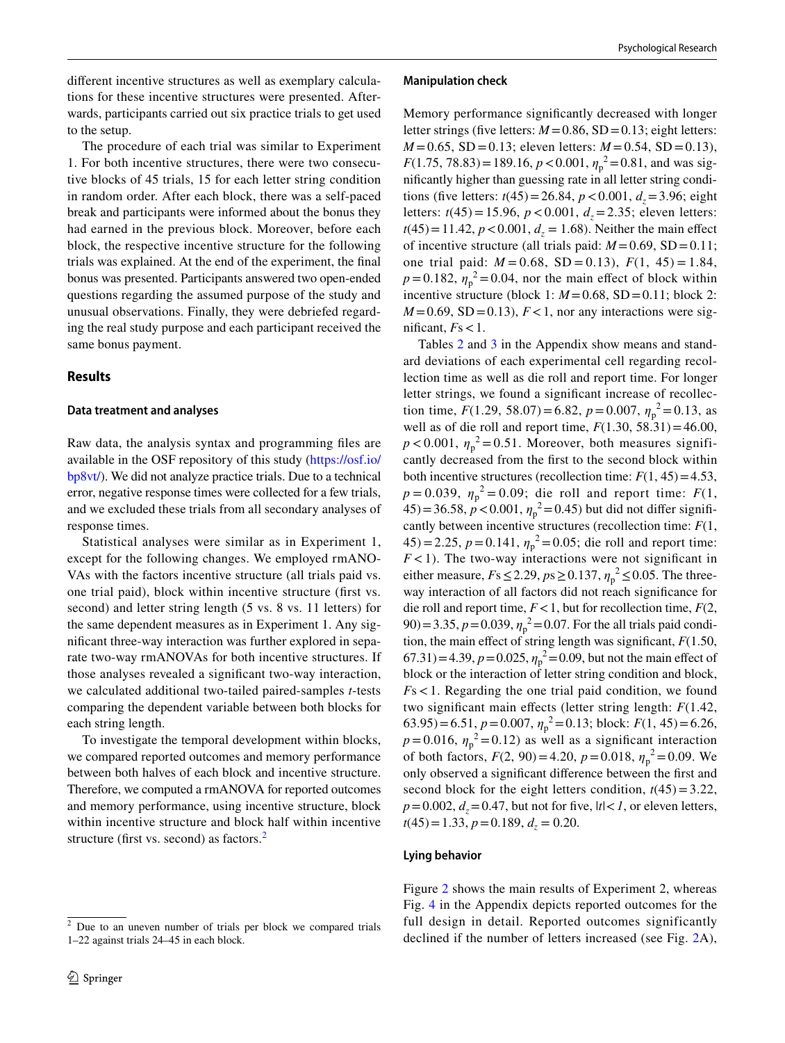different incentive structures as well as exemplary calculations for these incentive structures were presented. Afterwards, participants carried out six practice trials to get used to the setup.

The procedure of each trial was similar to Experiment 1. For both incentive structures, there were two consecutive blocks of 45 trials, 15 for each letter string condition in random order. After each block, there was a self-paced break and participants were informed about the bonus they had earned in the previous block. Moreover, before each block, the respective incentive structure for the following trials was explained. At the end of the experiment, the final bonus was presented. Participants answered two open-ended questions regarding the assumed purpose of the study and unusual observations. Finally, they were debriefed regarding the real study purpose and each participant received the same bonus payment.

## Results

### Data treatment and analyses

Raw data, the analysis syntax and programming files are available in the OSF repository of this study (https://osf.io/bp8vt/). We did not analyze practice trials. Due to a technical error, negative response times were collected for a few trials, and we excluded these trials from all secondary analyses of response times.

Statistical analyses were similar as in Experiment 1, except for the following changes. We employed rmANOVAs with the factors incentive structure (all trials paid vs. one trial paid), block within incentive structure (first vs. second) and letter string length (5 vs. 8 vs. 11 letters) for the same dependent measures as in Experiment 1. Any significant three-way interaction was further explored in separate two-way rmANOVAs for both incentive structures. If those analyses revealed a significant two-way interaction, we calculated additional two-tailed paired-samples *t*-tests comparing the dependent variable between both blocks for each string length.

To investigate the temporal development within blocks, we compared reported outcomes and memory performance between both halves of each block and incentive structure. Therefore, we computed a rmANOVA for reported outcomes and memory performance, using incentive structure, block within incentive structure and block half within incentive structure (first vs. second) as factors.[2]

[2] Due to an uneven number of trials per block we compared trials 1–22 against trials 24–45 in each block.

### Manipulation check

Memory performance significantly decreased with longer letter strings (five letters: $M = 0.86$, $SD = 0.13$; eight letters: $M = 0.65$, $SD = 0.13$; eleven letters: $M = 0.54$, $SD = 0.13$), $F(1.75, 78.83) = 189.16$, $p < 0.001$, $\eta_p^2 = 0.81$, and was significantly higher than guessing rate in all letter string conditions (five letters: $t(45) = 26.84$, $p < 0.001$, $d_z = 3.96$; eight letters: $t(45) = 15.96$, $p < 0.001$, $d_z = 2.35$; eleven letters: $t(45) = 11.42$, $p < 0.001$, $d_z = 1.68$). Neither the main effect of incentive structure (all trials paid: $M = 0.69$, $SD = 0.11$; one trial paid: $M = 0.68$, $SD = 0.13$), $F(1, 45) = 1.84$, $p = 0.182$, $\eta_p^2 = 0.04$, nor the main effect of block within incentive structure (block 1: $M = 0.68$, $SD = 0.11$; block 2: $M = 0.69$, $SD = 0.13$), $F < 1$, nor any interactions were significant, $Fs < 1$.

Tables 2 and 3 in the Appendix show means and standard deviations of each experimental cell regarding recollection time as well as die roll and report time. For longer letter strings, we found a significant increase of recollection time, $F(1.29, 58.07) = 6.82$, $p = 0.007$, $\eta_p^2 = 0.13$, as well as of die roll and report time, $F(1.30, 58.31) = 46.00$, $p < 0.001$, $\eta_p^2 = 0.51$. Moreover, both measures significantly decreased from the first to the second block within both incentive structures (recollection time: $F(1, 45) = 4.53$, $p = 0.039$, $\eta_p^2 = 0.09$; die roll and report time: $F(1, 45) = 36.58$, $p < 0.001$, $\eta_p^2 = 0.45$) but did not differ significantly between incentive structures (recollection time: $F(1, 45) = 2.25$, $p = 0.141$, $\eta_p^2 = 0.05$; die roll and report time: $F < 1$). The two-way interactions were not significant in either measure, $Fs \leq 2.29$, $ps \geq 0.137$, $\eta_p^2 \leq 0.05$. The three-way interaction of all factors did not reach significance for die roll and report time, $F < 1$, but for recollection time, $F(2, 90) = 3.35$, $p = 0.039$, $\eta_p^2 = 0.07$. For the all trials paid condition, the main effect of string length was significant, $F(1.50, 67.31) = 4.39$, $p = 0.025$, $\eta_p^2 = 0.09$, but not the main effect of block or the interaction of letter string condition and block, $Fs < 1$. Regarding the one trial paid condition, we found two significant main effects (letter string length: $F(1.42, 63.95) = 6.51$, $p = 0.007$, $\eta_p^2 = 0.13$; block: $F(1, 45) = 6.26$, $p = 0.016$, $\eta_p^2 = 0.12$) as well as a significant interaction of both factors, $F(2, 90) = 4.20$, $p = 0.018$, $\eta_p^2 = 0.09$. We only observed a significant difference between the first and second block for the eight letters condition, $t(45) = 3.22$, $p = 0.002$, $d_z = 0.47$, but not for five, $|t| < 1$, or eleven letters, $t(45) = 1.33$, $p = 0.189$, $d_z = 0.20$.

### Lying behavior

Figure 2 shows the main results of Experiment 2, whereas Fig. 4 in the Appendix depicts reported outcomes for the full design in detail. Reported outcomes significantly declined if the number of letters increased (see Fig. 2A),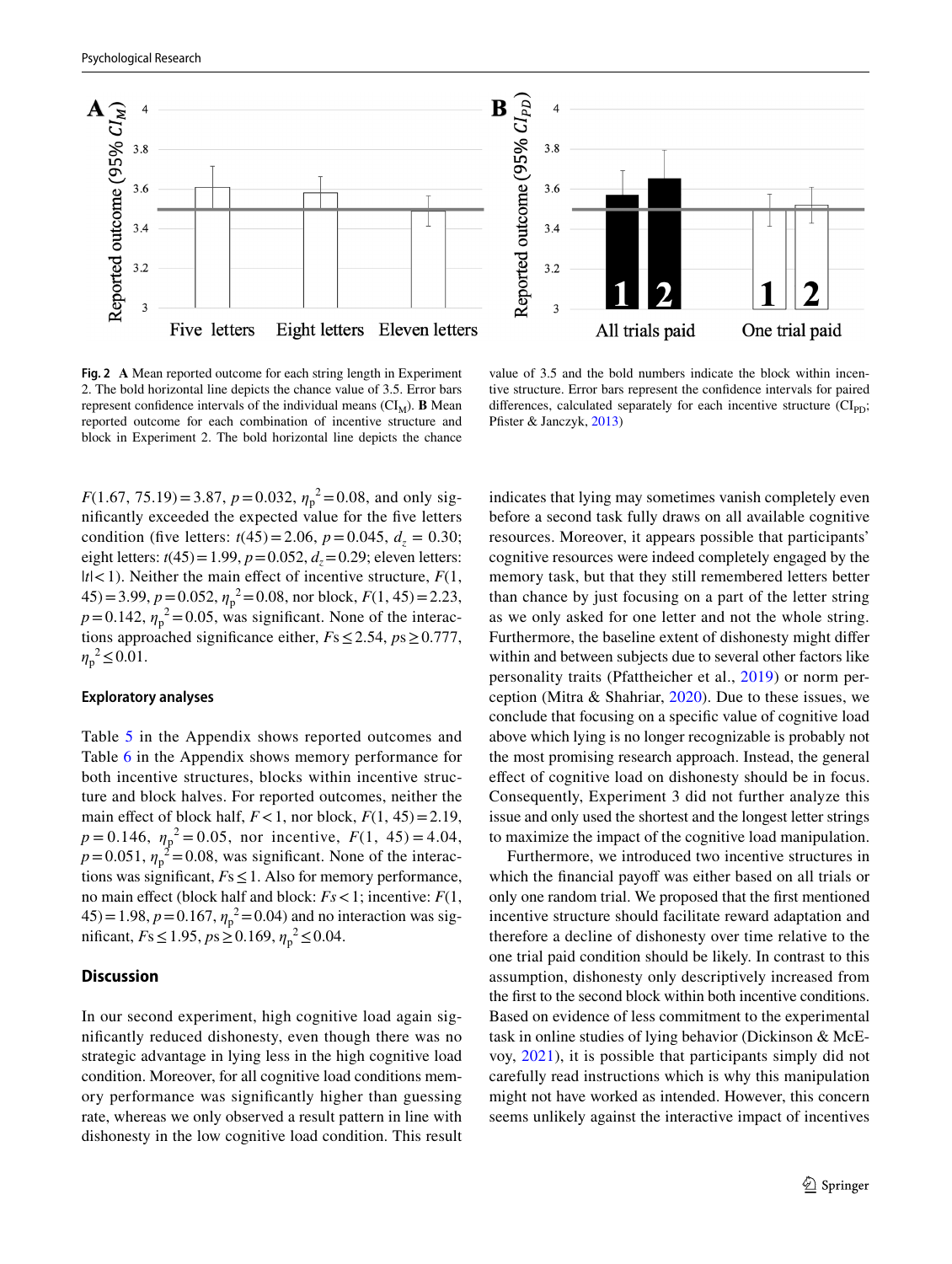**Fig. 2** **A** Mean reported outcome for each string length in Experiment 2. The bold horizontal line depicts the chance value of 3.5. Error bars represent confidence intervals of the individual means ($CI_M$). **B** Mean reported outcome for each combination of incentive structure and block in Experiment 2. The bold horizontal line depicts the chance value of 3.5 and the bold numbers indicate the block within incentive structure. Error bars represent the confidence intervals for paired differences, calculated separately for each incentive structure ($CI_{PD}$; Pfister & Janczyk, 2013)

$F(1.67, 75.19) = 3.87$, $p = 0.032$, $\eta_p^2 = 0.08$, and only significantly exceeded the expected value for the five letters condition (five letters: $t(45) = 2.06$, $p = 0.045$, $d_z = 0.30$; eight letters: $t(45) = 1.99$, $p = 0.052$, $d_z = 0.29$; eleven letters: $|t| < 1$). Neither the main effect of incentive structure, $F(1, 45) = 3.99$, $p = 0.052$, $\eta_p^2 = 0.08$, nor block, $F(1, 45) = 2.23$, $p = 0.142$, $\eta_p^2 = 0.05$, was significant. None of the interactions approached significance either, $Fs \leq 2.54$, $ps \geq 0.777$, $\eta_p^2 \leq 0.01$.

### Exploratory analyses

Table 5 in the Appendix shows reported outcomes and Table 6 in the Appendix shows memory performance for both incentive structures, blocks within incentive structure and block halves. For reported outcomes, neither the main effect of block half, $F < 1$, nor block, $F(1, 45) = 2.19$, $p = 0.146$, $\eta_p^2 = 0.05$, nor incentive, $F(1, 45) = 4.04$, $p = 0.051$, $\eta_p^2 = 0.08$, was significant. None of the interactions was significant, $Fs \leq 1$. Also for memory performance, no main effect (block half and block: $Fs < 1$; incentive: $F(1, 45) = 1.98$, $p = 0.167$, $\eta_p^2 = 0.04$) and no interaction was significant, $Fs \leq 1.95$, $ps \geq 0.169$, $\eta_p^2 \leq 0.04$.

## Discussion

In our second experiment, high cognitive load again significantly reduced dishonesty, even though there was no strategic advantage in lying less in the high cognitive load condition. Moreover, for all cognitive load conditions memory performance was significantly higher than guessing rate, whereas we only observed a result pattern in line with dishonesty in the low cognitive load condition. This result indicates that lying may sometimes vanish completely even before a second task fully draws on all available cognitive resources. Moreover, it appears possible that participants' cognitive resources were indeed completely engaged by the memory task, but that they still remembered letters better than chance by just focusing on a part of the letter string as we only asked for one letter and not the whole string. Furthermore, the baseline extent of dishonesty might differ within and between subjects due to several other factors like personality traits (Pfattheicher et al., 2019) or norm perception (Mitra & Shahriar, 2020). Due to these issues, we conclude that focusing on a specific value of cognitive load above which lying is no longer recognizable is probably not the most promising research approach. Instead, the general effect of cognitive load on dishonesty should be in focus. Consequently, Experiment 3 did not further analyze this issue and only used the shortest and the longest letter strings to maximize the impact of the cognitive load manipulation.

Furthermore, we introduced two incentive structures in which the financial payoff was either based on all trials or only one random trial. We proposed that the first mentioned incentive structure should facilitate reward adaptation and therefore a decline of dishonesty over time relative to the one trial paid condition should be likely. In contrast to this assumption, dishonesty only descriptively increased from the first to the second block within both incentive conditions. Based on evidence of less commitment to the experimental task in online studies of lying behavior (Dickinson & McEvoy, 2021), it is possible that participants simply did not carefully read instructions which is why this manipulation might not have worked as intended. However, this concern seems unlikely against the interactive impact of incentives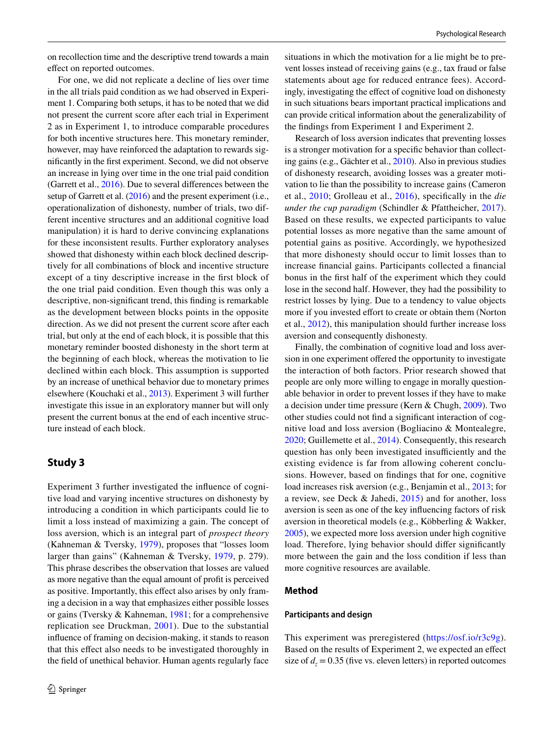on recollection time and the descriptive trend towards a main effect on reported outcomes.

For one, we did not replicate a decline of lies over time in the all trials paid condition as we had observed in Experiment 1. Comparing both setups, it has to be noted that we did not present the current score after each trial in Experiment 2 as in Experiment 1, to introduce comparable procedures for both incentive structures here. This monetary reminder, however, may have reinforced the adaptation to rewards significantly in the first experiment. Second, we did not observe an increase in lying over time in the one trial paid condition (Garrett et al., 2016). Due to several differences between the setup of Garrett et al. (2016) and the present experiment (i.e., operationalization of dishonesty, number of trials, two different incentive structures and an additional cognitive load manipulation) it is hard to derive convincing explanations for these inconsistent results. Further exploratory analyses showed that dishonesty within each block declined descriptively for all combinations of block and incentive structure except of a tiny descriptive increase in the first block of the one trial paid condition. Even though this was only a descriptive, non-significant trend, this finding is remarkable as the development between blocks points in the opposite direction. As we did not present the current score after each trial, but only at the end of each block, it is possible that this monetary reminder boosted dishonesty in the short term at the beginning of each block, whereas the motivation to lie declined within each block. This assumption is supported by an increase of unethical behavior due to monetary primes elsewhere (Kouchaki et al., 2013). Experiment 3 will further investigate this issue in an exploratory manner but will only present the current bonus at the end of each incentive structure instead of each block.

## Study 3

Experiment 3 further investigated the influence of cognitive load and varying incentive structures on dishonesty by introducing a condition in which participants could lie to limit a loss instead of maximizing a gain. The concept of loss aversion, which is an integral part of *prospect theory* (Kahneman & Tversky, 1979), proposes that "losses loom larger than gains" (Kahneman & Tversky, 1979, p. 279). This phrase describes the observation that losses are valued as more negative than the equal amount of profit is perceived as positive. Importantly, this effect also arises by only framing a decision in a way that emphasizes either possible losses or gains (Tversky & Kahneman, 1981; for a comprehensive replication see Druckman, 2001). Due to the substantial influence of framing on decision-making, it stands to reason that this effect also needs to be investigated thoroughly in the field of unethical behavior. Human agents regularly face situations in which the motivation for a lie might be to prevent losses instead of receiving gains (e.g., tax fraud or false statements about age for reduced entrance fees). Accordingly, investigating the effect of cognitive load on dishonesty in such situations bears important practical implications and can provide critical information about the generalizability of the findings from Experiment 1 and Experiment 2.

Research of loss aversion indicates that preventing losses is a stronger motivation for a specific behavior than collecting gains (e.g., Gächter et al., 2010). Also in previous studies of dishonesty research, avoiding losses was a greater motivation to lie than the possibility to increase gains (Cameron et al., 2010; Grolleau et al., 2016), specifically in the *die under the cup paradigm* (Schindler & Pfattheicher, 2017). Based on these results, we expected participants to value potential losses as more negative than the same amount of potential gains as positive. Accordingly, we hypothesized that more dishonesty should occur to limit losses than to increase financial gains. Participants collected a financial bonus in the first half of the experiment which they could lose in the second half. However, they had the possibility to restrict losses by lying. Due to a tendency to value objects more if you invested effort to create or obtain them (Norton et al., 2012), this manipulation should further increase loss aversion and consequently dishonesty.

Finally, the combination of cognitive load and loss aversion in one experiment offered the opportunity to investigate the interaction of both factors. Prior research showed that people are only more willing to engage in morally questionable behavior in order to prevent losses if they have to make a decision under time pressure (Kern & Chugh, 2009). Two other studies could not find a significant interaction of cognitive load and loss aversion (Bogliacino & Montealegre, 2020; Guillemette et al., 2014). Consequently, this research question has only been investigated insufficiently and the existing evidence is far from allowing coherent conclusions. However, based on findings that for one, cognitive load increases risk aversion (e.g., Benjamin et al., 2013; for a review, see Deck & Jahedi, 2015) and for another, loss aversion is seen as one of the key influencing factors of risk aversion in theoretical models (e.g., Köbberling & Wakker, 2005), we expected more loss aversion under high cognitive load. Therefore, lying behavior should differ significantly more between the gain and the loss condition if less than more cognitive resources are available.

### Method

#### Participants and design

This experiment was preregistered (https://osf.io/r3c9g). Based on the results of Experiment 2, we expected an effect size of $d_z = 0.35$ (five vs. eleven letters) in reported outcomes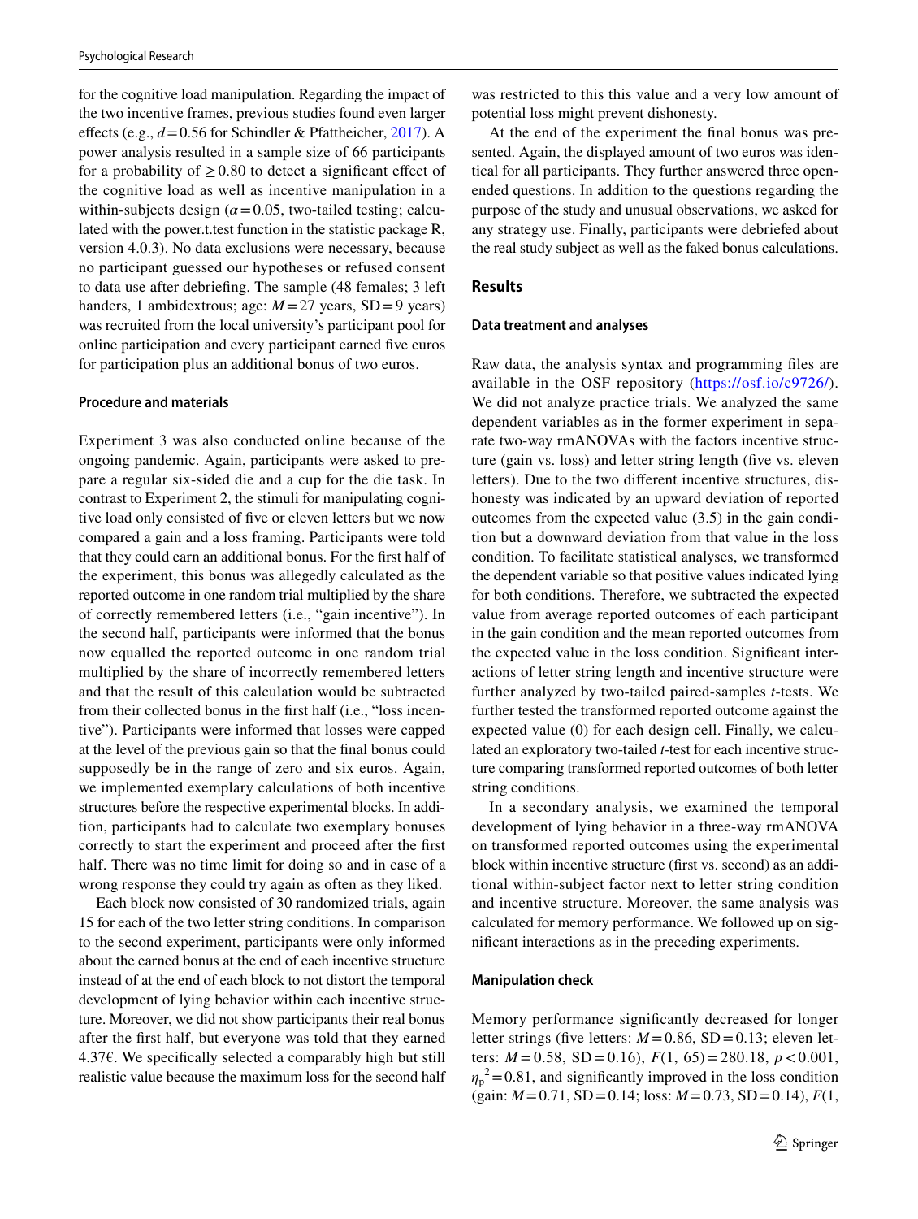for the cognitive load manipulation. Regarding the impact of the two incentive frames, previous studies found even larger effects (e.g., $d = 0.56$ for Schindler & Pfattheicher, 2017). A power analysis resulted in a sample size of 66 participants for a probability of $\geq 0.80$ to detect a significant effect of the cognitive load as well as incentive manipulation in a within-subjects design ($\alpha = 0.05$, two-tailed testing; calculated with the power.t.test function in the statistic package R, version 4.0.3). No data exclusions were necessary, because no participant guessed our hypotheses or refused consent to data use after debriefing. The sample (48 females; 3 left handers, 1 ambidextrous; age: $M = 27$ years, $SD = 9$ years) was recruited from the local university's participant pool for online participation and every participant earned five euros for participation plus an additional bonus of two euros.

#### Procedure and materials

Experiment 3 was also conducted online because of the ongoing pandemic. Again, participants were asked to prepare a regular six-sided die and a cup for the die task. In contrast to Experiment 2, the stimuli for manipulating cognitive load only consisted of five or eleven letters but we now compared a gain and a loss framing. Participants were told that they could earn an additional bonus. For the first half of the experiment, this bonus was allegedly calculated as the reported outcome in one random trial multiplied by the share of correctly remembered letters (i.e., "gain incentive"). In the second half, participants were informed that the bonus now equalled the reported outcome in one random trial multiplied by the share of incorrectly remembered letters and that the result of this calculation would be subtracted from their collected bonus in the first half (i.e., "loss incentive"). Participants were informed that losses were capped at the level of the previous gain so that the final bonus could supposedly be in the range of zero and six euros. Again, we implemented exemplary calculations of both incentive structures before the respective experimental blocks. In addition, participants had to calculate two exemplary bonuses correctly to start the experiment and proceed after the first half. There was no time limit for doing so and in case of a wrong response they could try again as often as they liked.

Each block now consisted of 30 randomized trials, again 15 for each of the two letter string conditions. In comparison to the second experiment, participants were only informed about the earned bonus at the end of each incentive structure instead of at the end of each block to not distort the temporal development of lying behavior within each incentive structure. Moreover, we did not show participants their real bonus after the first half, but everyone was told that they earned 4.37€. We specifically selected a comparably high but still realistic value because the maximum loss for the second half was restricted to this this value and a very low amount of potential loss might prevent dishonesty.

At the end of the experiment the final bonus was presented. Again, the displayed amount of two euros was identical for all participants. They further answered three open-ended questions. In addition to the questions regarding the purpose of the study and unusual observations, we asked for any strategy use. Finally, participants were debriefed about the real study subject as well as the faked bonus calculations.

### Results

#### Data treatment and analyses

Raw data, the analysis syntax and programming files are available in the OSF repository (https://osf.io/c9726/). We did not analyze practice trials. We analyzed the same dependent variables as in the former experiment in separate two-way rmANOVAs with the factors incentive structure (gain vs. loss) and letter string length (five vs. eleven letters). Due to the two different incentive structures, dishonesty was indicated by an upward deviation of reported outcomes from the expected value (3.5) in the gain condition but a downward deviation from that value in the loss condition. To facilitate statistical analyses, we transformed the dependent variable so that positive values indicated lying for both conditions. Therefore, we subtracted the expected value from average reported outcomes of each participant in the gain condition and the mean reported outcomes from the expected value in the loss condition. Significant interactions of letter string length and incentive structure were further analyzed by two-tailed paired-samples *t*-tests. We further tested the transformed reported outcome against the expected value (0) for each design cell. Finally, we calculated an exploratory two-tailed *t*-test for each incentive structure comparing transformed reported outcomes of both letter string conditions.

In a secondary analysis, we examined the temporal development of lying behavior in a three-way rmANOVA on transformed reported outcomes using the experimental block within incentive structure (first vs. second) as an additional within-subject factor next to letter string condition and incentive structure. Moreover, the same analysis was calculated for memory performance. We followed up on significant interactions as in the preceding experiments.

#### Manipulation check

Memory performance significantly decreased for longer letter strings (five letters: $M = 0.86$, $SD = 0.13$; eleven letters: $M = 0.58$, $SD = 0.16$), $F(1, 65) = 280.18$, $p < 0.001$, $\eta_p^2 = 0.81$, and significantly improved in the loss condition (gain: $M = 0.71$, $SD = 0.14$; loss: $M = 0.73$, $SD = 0.14$), $F(1,$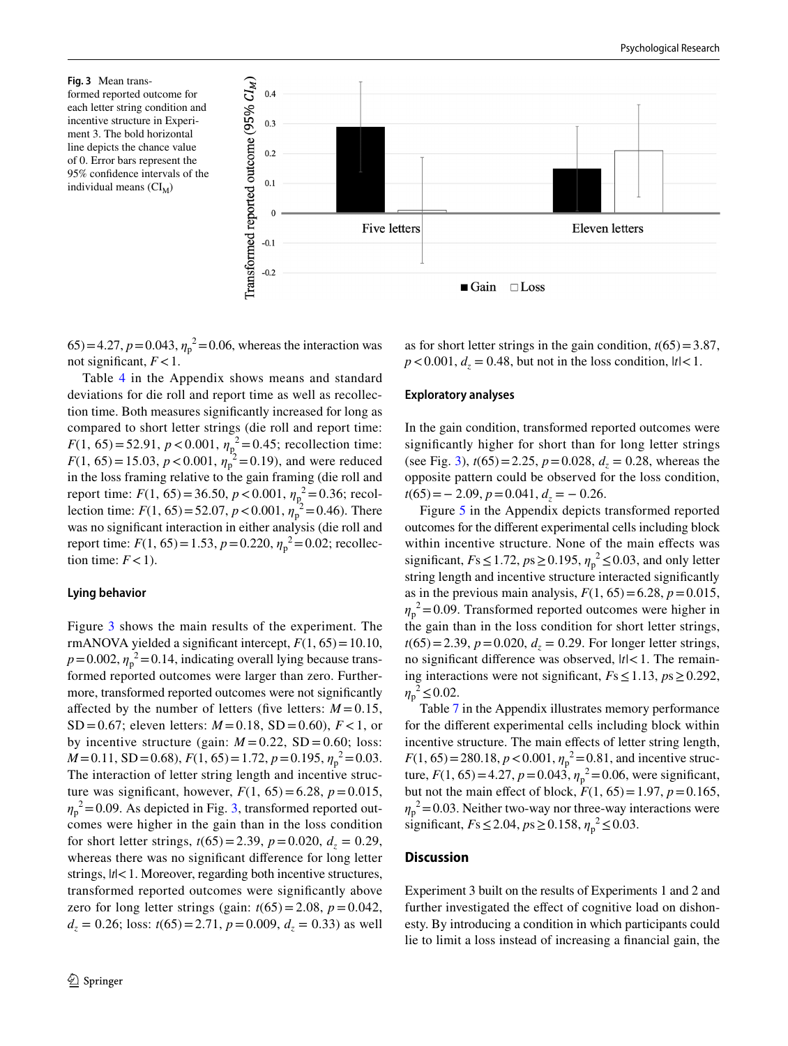Fig. 3 Mean transformed reported outcome for each letter string condition and incentive structure in Experiment 3. The bold horizontal line depicts the chance value of 0. Error bars represent the 95% confidence intervals of the individual means ($CI_M$)

65) = 4.27, $p = 0.043$, $\eta_p^2 = 0.06$, whereas the interaction was not significant, $F < 1$.

Table 4 in the Appendix shows means and standard deviations for die roll and report time as well as recollection time. Both measures significantly increased for long as compared to short letter strings (die roll and report time: $F(1, 65) = 52.91$, $p < 0.001$, $\eta_p^2 = 0.45$; recollection time: $F(1, 65) = 15.03$, $p < 0.001$, $\eta_p^2 = 0.19$), and were reduced in the loss framing relative to the gain framing (die roll and report time: $F(1, 65) = 36.50$, $p < 0.001$, $\eta_p^2 = 0.36$; recollection time: $F(1, 65) = 52.07$, $p < 0.001$, $\eta_p^2 = 0.46$). There was no significant interaction in either analysis (die roll and report time: $F(1, 65) = 1.53$, $p = 0.220$, $\eta_p^2 = 0.02$; recollection time: $F < 1$).

#### Lying behavior

Figure 3 shows the main results of the experiment. The rmANOVA yielded a significant intercept, $F(1, 65) = 10.10$, $p = 0.002$, $\eta_p^2 = 0.14$, indicating overall lying because transformed reported outcomes were larger than zero. Furthermore, transformed reported outcomes were not significantly affected by the number of letters (five letters: $M = 0.15$, $SD = 0.67$; eleven letters: $M = 0.18$, $SD = 0.60$), $F < 1$, or by incentive structure (gain: $M = 0.22$, $SD = 0.60$; loss: $M = 0.11$, $SD = 0.68$), $F(1, 65) = 1.72$, $p = 0.195$, $\eta_p^2 = 0.03$. The interaction of letter string length and incentive structure was significant, however, $F(1, 65) = 6.28$, $p = 0.015$, $\eta_p^2 = 0.09$. As depicted in Fig. 3, transformed reported outcomes were higher in the gain than in the loss condition for short letter strings, $t(65) = 2.39$, $p = 0.020$, $d_z = 0.29$, whereas there was no significant difference for long letter strings, $|t| < 1$. Moreover, regarding both incentive structures, transformed reported outcomes were significantly above zero for long letter strings (gain: $t(65) = 2.08$, $p = 0.042$, $d_z = 0.26$; loss: $t(65) = 2.71$, $p = 0.009$, $d_z = 0.33$) as well as for short letter strings in the gain condition, $t(65) = 3.87$, $p < 0.001$, $d_z = 0.48$, but not in the loss condition, $|t| < 1$.

#### Exploratory analyses

In the gain condition, transformed reported outcomes were significantly higher for short than for long letter strings (see Fig. 3), $t(65) = 2.25$, $p = 0.028$, $d_z = 0.28$, whereas the opposite pattern could be observed for the loss condition, $t(65) = -2.09$, $p = 0.041$, $d_z = -0.26$.

Figure 5 in the Appendix depicts transformed reported outcomes for the different experimental cells including block within incentive structure. None of the main effects was significant, $Fs \leq 1.72$, $ps \geq 0.195$, $\eta_p^2 \leq 0.03$, and only letter string length and incentive structure interacted significantly as in the previous main analysis, $F(1, 65) = 6.28$, $p = 0.015$, $\eta_p^2 = 0.09$. Transformed reported outcomes were higher in the gain than in the loss condition for short letter strings, $t(65) = 2.39$, $p = 0.020$, $d_z = 0.29$. For longer letter strings, no significant difference was observed, $|t| < 1$. The remaining interactions were not significant, $Fs \leq 1.13$, $ps \geq 0.292$, $\eta_p^2 \leq 0.02$.

Table 7 in the Appendix illustrates memory performance for the different experimental cells including block within incentive structure. The main effects of letter string length, $F(1, 65) = 280.18$, $p < 0.001$, $\eta_p^2 = 0.81$, and incentive structure, $F(1, 65) = 4.27$, $p = 0.043$, $\eta_p^2 = 0.06$, were significant, but not the main effect of block, $F(1, 65) = 1.97$, $p = 0.165$, $\eta_p^2 = 0.03$. Neither two-way nor three-way interactions were significant, $Fs \leq 2.04$, $ps \geq 0.158$, $\eta_p^2 \leq 0.03$.

### Discussion

Experiment 3 built on the results of Experiments 1 and 2 and further investigated the effect of cognitive load on dishonesty. By introducing a condition in which participants could lie to limit a loss instead of increasing a financial gain, the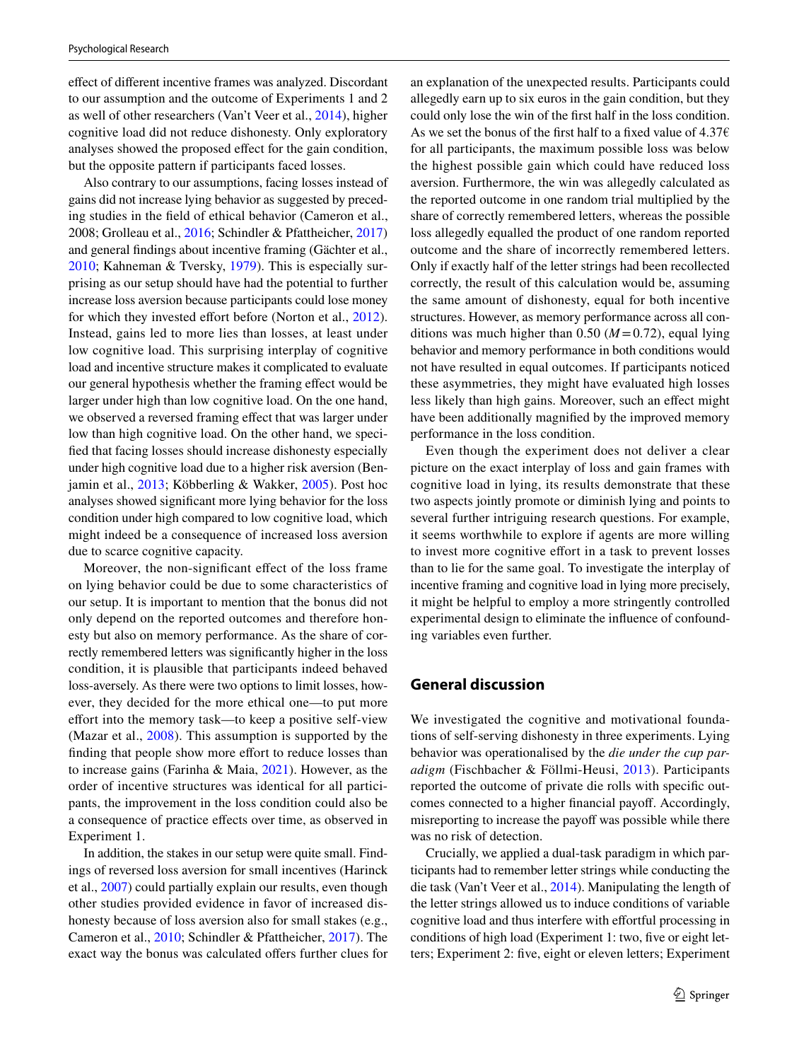effect of different incentive frames was analyzed. Discordant to our assumption and the outcome of Experiments 1 and 2 as well of other researchers (Van't Veer et al., 2014), higher cognitive load did not reduce dishonesty. Only exploratory analyses showed the proposed effect for the gain condition, but the opposite pattern if participants faced losses.

Also contrary to our assumptions, facing losses instead of gains did not increase lying behavior as suggested by preceding studies in the field of ethical behavior (Cameron et al., 2008; Grolleau et al., 2016; Schindler & Pfattheicher, 2017) and general findings about incentive framing (Gächter et al., 2010; Kahneman & Tversky, 1979). This is especially surprising as our setup should have had the potential to further increase loss aversion because participants could lose money for which they invested effort before (Norton et al., 2012). Instead, gains led to more lies than losses, at least under low cognitive load. This surprising interplay of cognitive load and incentive structure makes it complicated to evaluate our general hypothesis whether the framing effect would be larger under high than low cognitive load. On the one hand, we observed a reversed framing effect that was larger under low than high cognitive load. On the other hand, we specified that facing losses should increase dishonesty especially under high cognitive load due to a higher risk aversion (Benjamin et al., 2013; Köbberling & Wakker, 2005). Post hoc analyses showed significant more lying behavior for the loss condition under high compared to low cognitive load, which might indeed be a consequence of increased loss aversion due to scarce cognitive capacity.

Moreover, the non-significant effect of the loss frame on lying behavior could be due to some characteristics of our setup. It is important to mention that the bonus did not only depend on the reported outcomes and therefore honesty but also on memory performance. As the share of correctly remembered letters was significantly higher in the loss condition, it is plausible that participants indeed behaved loss-aversely. As there were two options to limit losses, however, they decided for the more ethical one—to put more effort into the memory task—to keep a positive self-view (Mazar et al., 2008). This assumption is supported by the finding that people show more effort to reduce losses than to increase gains (Farinha & Maia, 2021). However, as the order of incentive structures was identical for all participants, the improvement in the loss condition could also be a consequence of practice effects over time, as observed in Experiment 1.

In addition, the stakes in our setup were quite small. Findings of reversed loss aversion for small incentives (Harinck et al., 2007) could partially explain our results, even though other studies provided evidence in favor of increased dishonesty because of loss aversion also for small stakes (e.g., Cameron et al., 2010; Schindler & Pfattheicher, 2017). The exact way the bonus was calculated offers further clues for an explanation of the unexpected results. Participants could allegedly earn up to six euros in the gain condition, but they could only lose the win of the first half in the loss condition. As we set the bonus of the first half to a fixed value of 4.37€ for all participants, the maximum possible loss was below the highest possible gain which could have reduced loss aversion. Furthermore, the win was allegedly calculated as the reported outcome in one random trial multiplied by the share of correctly remembered letters, whereas the possible loss allegedly equalled the product of one random reported outcome and the share of incorrectly remembered letters. Only if exactly half of the letter strings had been recollected correctly, the result of this calculation would be, assuming the same amount of dishonesty, equal for both incentive structures. However, as memory performance across all conditions was much higher than 0.50 ($M = 0.72$), equal lying behavior and memory performance in both conditions would not have resulted in equal outcomes. If participants noticed these asymmetries, they might have evaluated high losses less likely than high gains. Moreover, such an effect might have been additionally magnified by the improved memory performance in the loss condition.

Even though the experiment does not deliver a clear picture on the exact interplay of loss and gain frames with cognitive load in lying, its results demonstrate that these two aspects jointly promote or diminish lying and points to several further intriguing research questions. For example, it seems worthwhile to explore if agents are more willing to invest more cognitive effort in a task to prevent losses than to lie for the same goal. To investigate the interplay of incentive framing and cognitive load in lying more precisely, it might be helpful to employ a more stringently controlled experimental design to eliminate the influence of confounding variables even further.

## General discussion

We investigated the cognitive and motivational foundations of self-serving dishonesty in three experiments. Lying behavior was operationalised by the *die under the cup paradigm* (Fischbacher & Föllmi-Heusi, 2013). Participants reported the outcome of private die rolls with specific outcomes connected to a higher financial payoff. Accordingly, misreporting to increase the payoff was possible while there was no risk of detection.

Crucially, we applied a dual-task paradigm in which participants had to remember letter strings while conducting the die task (Van't Veer et al., 2014). Manipulating the length of the letter strings allowed us to induce conditions of variable cognitive load and thus interfere with effortful processing in conditions of high load (Experiment 1: two, five or eight letters; Experiment 2: five, eight or eleven letters; Experiment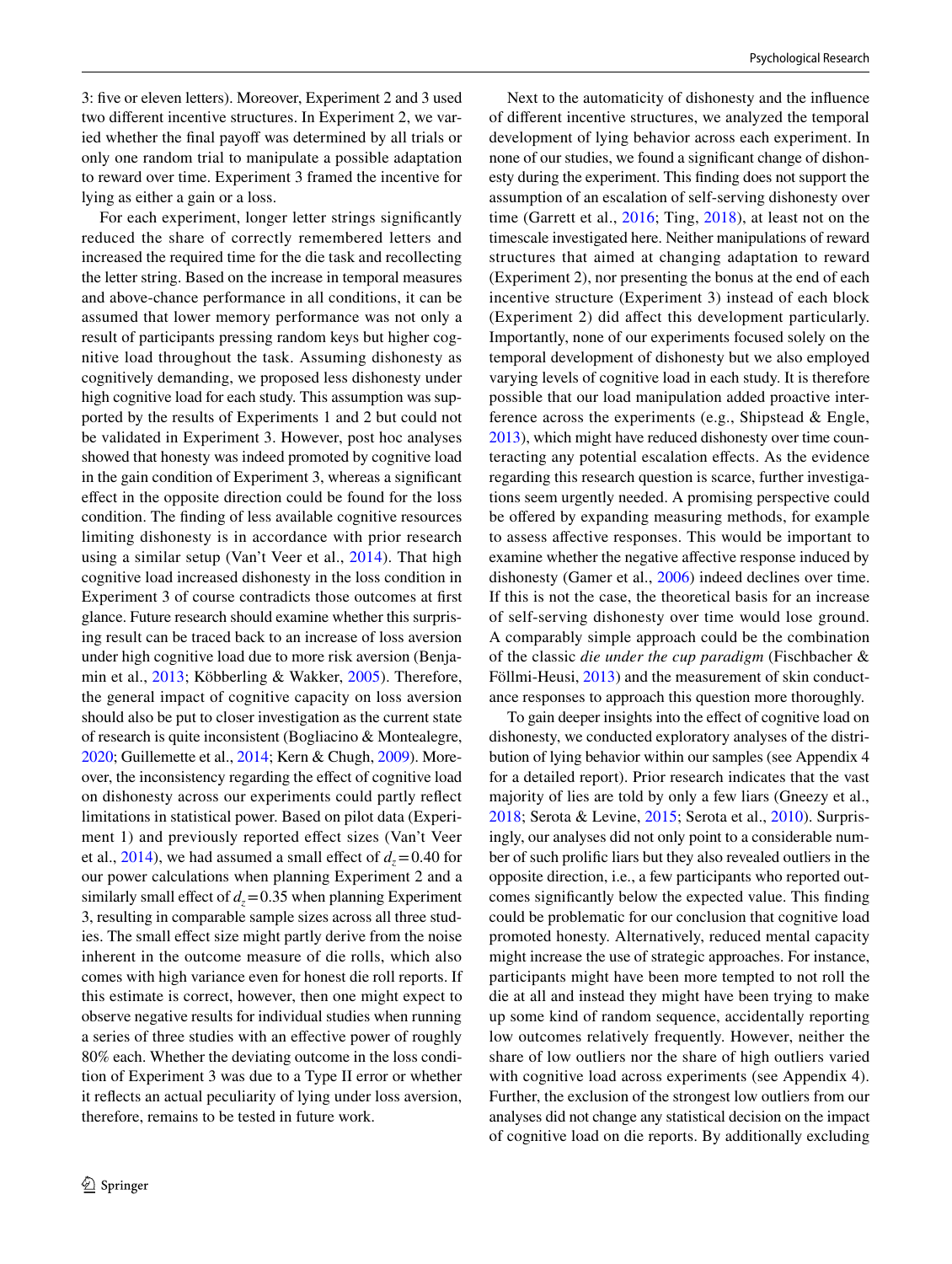3: five or eleven letters). Moreover, Experiment 2 and 3 used two different incentive structures. In Experiment 2, we varied whether the final payoff was determined by all trials or only one random trial to manipulate a possible adaptation to reward over time. Experiment 3 framed the incentive for lying as either a gain or a loss.

For each experiment, longer letter strings significantly reduced the share of correctly remembered letters and increased the required time for the die task and recollecting the letter string. Based on the increase in temporal measures and above-chance performance in all conditions, it can be assumed that lower memory performance was not only a result of participants pressing random keys but higher cognitive load throughout the task. Assuming dishonesty as cognitively demanding, we proposed less dishonesty under high cognitive load for each study. This assumption was supported by the results of Experiments 1 and 2 but could not be validated in Experiment 3. However, post hoc analyses showed that honesty was indeed promoted by cognitive load in the gain condition of Experiment 3, whereas a significant effect in the opposite direction could be found for the loss condition. The finding of less available cognitive resources limiting dishonesty is in accordance with prior research using a similar setup (Van't Veer et al., 2014). That high cognitive load increased dishonesty in the loss condition in Experiment 3 of course contradicts those outcomes at first glance. Future research should examine whether this surprising result can be traced back to an increase of loss aversion under high cognitive load due to more risk aversion (Benjamin et al., 2013; Köbberling & Wakker, 2005). Therefore, the general impact of cognitive capacity on loss aversion should also be put to closer investigation as the current state of research is quite inconsistent (Bogliacino & Montealegre, 2020; Guillemette et al., 2014; Kern & Chugh, 2009). Moreover, the inconsistency regarding the effect of cognitive load on dishonesty across our experiments could partly reflect limitations in statistical power. Based on pilot data (Experiment 1) and previously reported effect sizes (Van't Veer et al., 2014), we had assumed a small effect of $d_z = 0.40$ for our power calculations when planning Experiment 2 and a similarly small effect of $d_z = 0.35$ when planning Experiment 3, resulting in comparable sample sizes across all three studies. The small effect size might partly derive from the noise inherent in the outcome measure of die rolls, which also comes with high variance even for honest die roll reports. If this estimate is correct, however, then one might expect to observe negative results for individual studies when running a series of three studies with an effective power of roughly 80% each. Whether the deviating outcome in the loss condition of Experiment 3 was due to a Type II error or whether it reflects an actual peculiarity of lying under loss aversion, therefore, remains to be tested in future work.

Next to the automaticity of dishonesty and the influence of different incentive structures, we analyzed the temporal development of lying behavior across each experiment. In none of our studies, we found a significant change of dishonesty during the experiment. This finding does not support the assumption of an escalation of self-serving dishonesty over time (Garrett et al., 2016; Ting, 2018), at least not on the timescale investigated here. Neither manipulations of reward structures that aimed at changing adaptation to reward (Experiment 2), nor presenting the bonus at the end of each incentive structure (Experiment 3) instead of each block (Experiment 2) did affect this development particularly. Importantly, none of our experiments focused solely on the temporal development of dishonesty but we also employed varying levels of cognitive load in each study. It is therefore possible that our load manipulation added proactive interference across the experiments (e.g., Shipstead & Engle, 2013), which might have reduced dishonesty over time counteracting any potential escalation effects. As the evidence regarding this research question is scarce, further investigations seem urgently needed. A promising perspective could be offered by expanding measuring methods, for example to assess affective responses. This would be important to examine whether the negative affective response induced by dishonesty (Gamer et al., 2006) indeed declines over time. If this is not the case, the theoretical basis for an increase of self-serving dishonesty over time would lose ground. A comparably simple approach could be the combination of the classic *die under the cup paradigm* (Fischbacher & Föllmi-Heusi, 2013) and the measurement of skin conductance responses to approach this question more thoroughly.

To gain deeper insights into the effect of cognitive load on dishonesty, we conducted exploratory analyses of the distribution of lying behavior within our samples (see Appendix 4 for a detailed report). Prior research indicates that the vast majority of lies are told by only a few liars (Gneezy et al., 2018; Serota & Levine, 2015; Serota et al., 2010). Surprisingly, our analyses did not only point to a considerable number of such prolific liars but they also revealed outliers in the opposite direction, i.e., a few participants who reported outcomes significantly below the expected value. This finding could be problematic for our conclusion that cognitive load promoted honesty. Alternatively, reduced mental capacity might increase the use of strategic approaches. For instance, participants might have been more tempted to not roll the die at all and instead they might have been trying to make up some kind of random sequence, accidentally reporting low outcomes relatively frequently. However, neither the share of low outliers nor the share of high outliers varied with cognitive load across experiments (see Appendix 4). Further, the exclusion of the strongest low outliers from our analyses did not change any statistical decision on the impact of cognitive load on die reports. By additionally excluding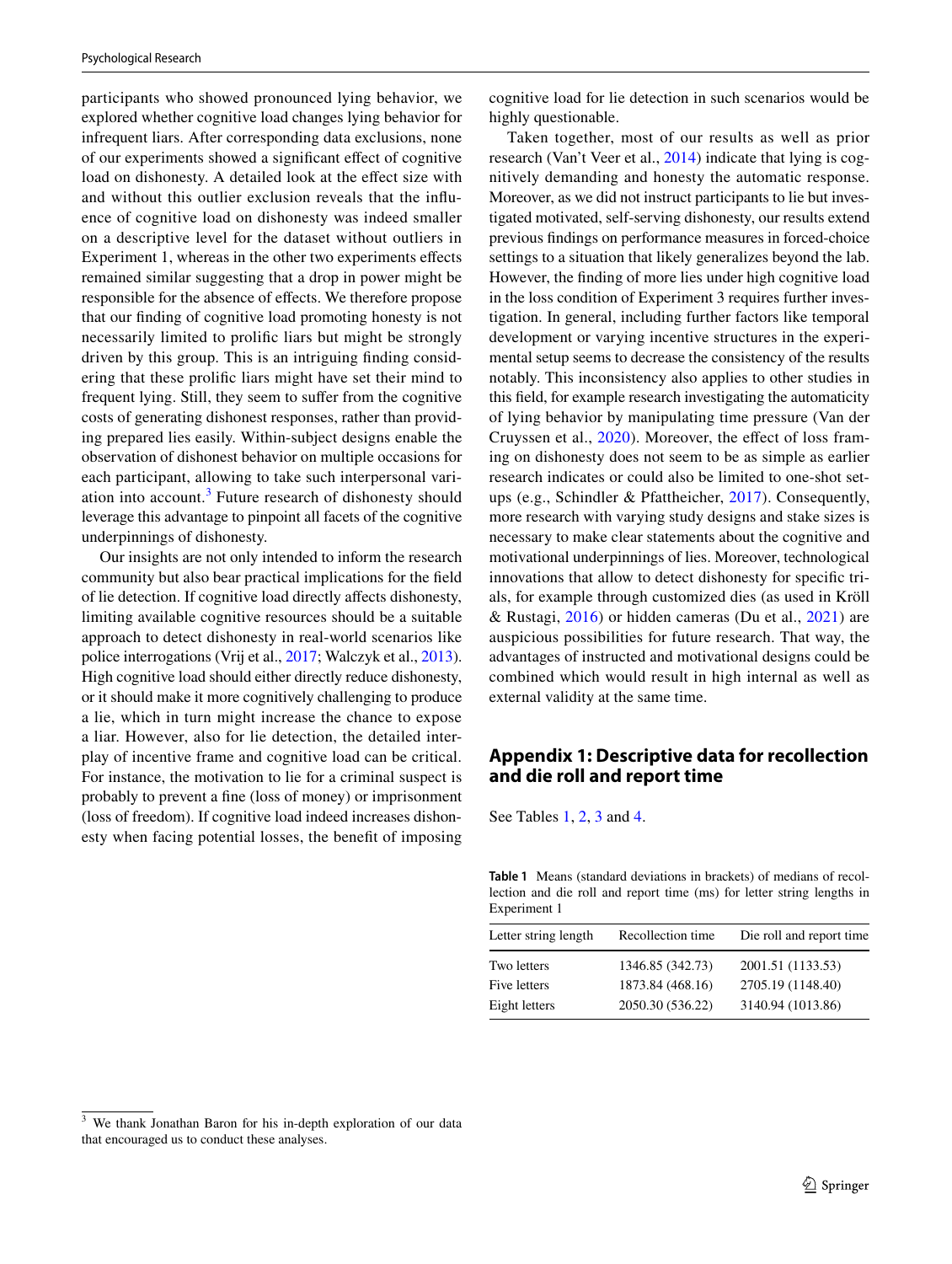participants who showed pronounced lying behavior, we explored whether cognitive load changes lying behavior for infrequent liars. After corresponding data exclusions, none of our experiments showed a significant effect of cognitive load on dishonesty. A detailed look at the effect size with and without this outlier exclusion reveals that the influence of cognitive load on dishonesty was indeed smaller on a descriptive level for the dataset without outliers in Experiment 1, whereas in the other two experiments effects remained similar suggesting that a drop in power might be responsible for the absence of effects. We therefore propose that our finding of cognitive load promoting honesty is not necessarily limited to prolific liars but might be strongly driven by this group. This is an intriguing finding considering that these prolific liars might have set their mind to frequent lying. Still, they seem to suffer from the cognitive costs of generating dishonest responses, rather than providing prepared lies easily. Within-subject designs enable the observation of dishonest behavior on multiple occasions for each participant, allowing to take such interpersonal variation into account.[3] Future research of dishonesty should leverage this advantage to pinpoint all facets of the cognitive underpinnings of dishonesty.

Our insights are not only intended to inform the research community but also bear practical implications for the field of lie detection. If cognitive load directly affects dishonesty, limiting available cognitive resources should be a suitable approach to detect dishonesty in real-world scenarios like police interrogations (Vrij et al., 2017; Walczyk et al., 2013). High cognitive load should either directly reduce dishonesty, or it should make it more cognitively challenging to produce a lie, which in turn might increase the chance to expose a liar. However, also for lie detection, the detailed interplay of incentive frame and cognitive load can be critical. For instance, the motivation to lie for a criminal suspect is probably to prevent a fine (loss of money) or imprisonment (loss of freedom). If cognitive load indeed increases dishonesty when facing potential losses, the benefit of imposing cognitive load for lie detection in such scenarios would be highly questionable.

Taken together, most of our results as well as prior research (Van't Veer et al., 2014) indicate that lying is cognitively demanding and honesty the automatic response. Moreover, as we did not instruct participants to lie but investigated motivated, self-serving dishonesty, our results extend previous findings on performance measures in forced-choice settings to a situation that likely generalizes beyond the lab. However, the finding of more lies under high cognitive load in the loss condition of Experiment 3 requires further investigation. In general, including further factors like temporal development or varying incentive structures in the experimental setup seems to decrease the consistency of the results notably. This inconsistency also applies to other studies in this field, for example research investigating the automaticity of lying behavior by manipulating time pressure (Van der Cruyssen et al., 2020). Moreover, the effect of loss framing on dishonesty does not seem to be as simple as earlier research indicates or could also be limited to one-shot setups (e.g., Schindler & Pfattheicher, 2017). Consequently, more research with varying study designs and stake sizes is necessary to make clear statements about the cognitive and motivational underpinnings of lies. Moreover, technological innovations that allow to detect dishonesty for specific trials, for example through customized dies (as used in Kröll & Rustagi, 2016) or hidden cameras (Du et al., 2021) are auspicious possibilities for future research. That way, the advantages of instructed and motivational designs could be combined which would result in high internal as well as external validity at the same time.

## Appendix 1: Descriptive data for recollection and die roll and report time

See Tables 1, 2, 3 and 4.

**Table 1** Means (standard deviations in brackets) of medians of recollection and die roll and report time (ms) for letter string lengths in Experiment 1

| Letter string length | Recollection time | Die roll and report time |
|---|---|---|
| Two letters | 1346.85 (342.73) | 2001.51 (1133.53) |
| Five letters | 1873.84 (468.16) | 2705.19 (1148.40) |
| Eight letters | 2050.30 (536.22) | 3140.94 (1013.86) |

[3] We thank Jonathan Baron for his in-depth exploration of our data that encouraged us to conduct these analyses.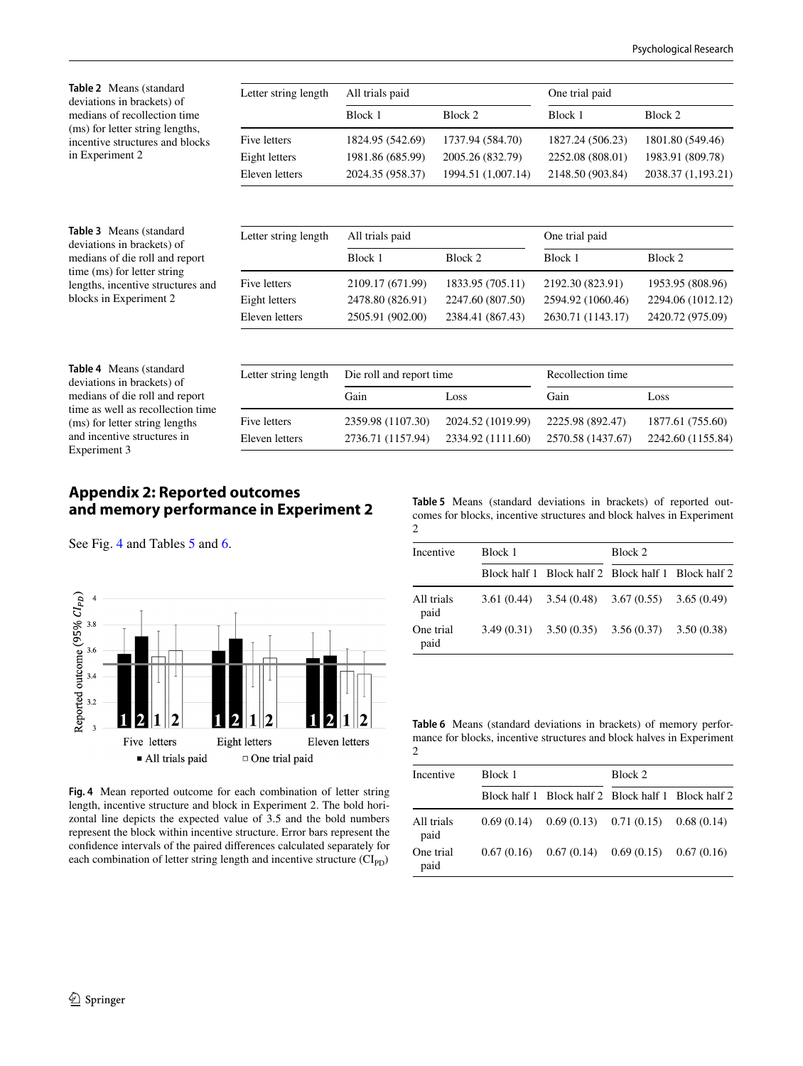**Table 2** Means (standard deviations in brackets) of medians of recollection time (ms) for letter string lengths, incentive structures and blocks in Experiment 2

| Letter string length | All trials paid | | One trial paid | |
|---|---|---|---|---|
| | Block 1 | Block 2 | Block 1 | Block 2 |
| Five letters | 1824.95 (542.69) | 1737.94 (584.70) | 1827.24 (506.23) | 1801.80 (549.46) |
| Eight letters | 1981.86 (685.99) | 2005.26 (832.79) | 2252.08 (808.01) | 1983.91 (809.78) |
| Eleven letters | 2024.35 (958.37) | 1994.51 (1,007.14) | 2148.50 (903.84) | 2038.37 (1,193.21) |

**Table 3** Means (standard deviations in brackets) of medians of die roll and report time (ms) for letter string lengths, incentive structures and blocks in Experiment 2

| Letter string length | All trials paid | | One trial paid | |
|---|---|---|---|---|
| | Block 1 | Block 2 | Block 1 | Block 2 |
| Five letters | 2109.17 (671.99) | 1833.95 (705.11) | 2192.30 (823.91) | 1953.95 (808.96) |
| Eight letters | 2478.80 (826.91) | 2247.60 (807.50) | 2594.92 (1060.46) | 2294.06 (1012.12) |
| Eleven letters | 2505.91 (902.00) | 2384.41 (867.43) | 2630.71 (1143.17) | 2420.72 (975.09) |

**Table 4** Means (standard deviations in brackets) of medians of die roll and report time as well as recollection time (ms) for letter string lengths and incentive structures in Experiment 3

| Letter string length | Die roll and report time | | Recollection time | |
|---|---|---|---|---|
| | Gain | Loss | Gain | Loss |
| Five letters | 2359.98 (1107.30) | 2024.52 (1019.99) | 2225.98 (892.47) | 1877.61 (755.60) |
| Eleven letters | 2736.71 (1157.94) | 2334.92 (1111.60) | 2570.58 (1437.67) | 2242.60 (1155.84) |

## Appendix 2: Reported outcomes and memory performance in Experiment 2

See Fig. 4 and Tables 5 and 6.

**Fig. 4** Mean reported outcome for each combination of letter string length, incentive structure and block in Experiment 2. The bold horizontal line depicts the expected value of 3.5 and the bold numbers represent the block within incentive structure. Error bars represent the confidence intervals of the paired differences calculated separately for each combination of letter string length and incentive structure ($CI_{PD}$)

**Table 5** Means (standard deviations in brackets) of reported outcomes for blocks, incentive structures and block halves in Experiment 2

| Incentive | Block 1 | | Block 2 | |
|---|---|---|---|---|
| | Block half 1 | Block half 2 | Block half 1 | Block half 2 |
| All trials paid | 3.61 (0.44) | 3.54 (0.48) | 3.67 (0.55) | 3.65 (0.49) |
| One trial paid | 3.49 (0.31) | 3.50 (0.35) | 3.56 (0.37) | 3.50 (0.38) |

**Table 6** Means (standard deviations in brackets) of memory performance for blocks, incentive structures and block halves in Experiment 2

| Incentive | Block 1 | | Block 2 | |
|---|---|---|---|---|
| | Block half 1 | Block half 2 | Block half 1 | Block half 2 |
| All trials paid | 0.69 (0.14) | 0.69 (0.13) | 0.71 (0.15) | 0.68 (0.14) |
| One trial paid | 0.67 (0.16) | 0.67 (0.14) | 0.69 (0.15) | 0.67 (0.16) |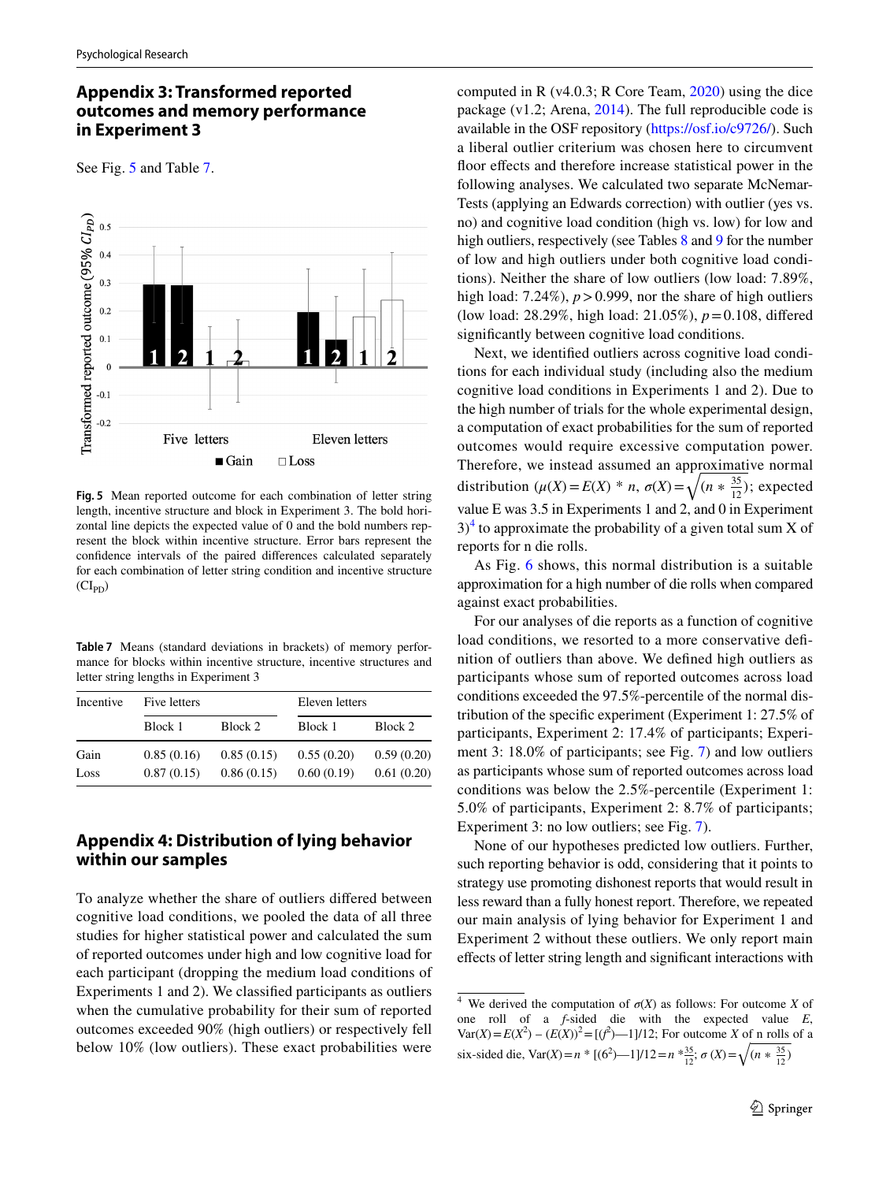## Appendix 3: Transformed reported outcomes and memory performance in Experiment 3

See Fig. 5 and Table 7.

**Fig. 5** Mean reported outcome for each combination of letter string length, incentive structure and block in Experiment 3. The bold horizontal line depicts the expected value of 0 and the bold numbers represent the block within incentive structure. Error bars represent the confidence intervals of the paired differences calculated separately for each combination of letter string condition and incentive structure ($CI_{PD}$)

**Table 7** Means (standard deviations in brackets) of memory performance for blocks within incentive structure, incentive structures and letter string lengths in Experiment 3

| Incentive | Five letters | | Eleven letters | |
|---|---|---|---|---|
| | Block 1 | Block 2 | Block 1 | Block 2 |
| Gain | 0.85 (0.16) | 0.85 (0.15) | 0.55 (0.20) | 0.59 (0.20) |
| Loss | 0.87 (0.15) | 0.86 (0.15) | 0.60 (0.19) | 0.61 (0.20) |

## Appendix 4: Distribution of lying behavior within our samples

To analyze whether the share of outliers differed between cognitive load conditions, we pooled the data of all three studies for higher statistical power and calculated the sum of reported outcomes under high and low cognitive load for each participant (dropping the medium load conditions of Experiments 1 and 2). We classified participants as outliers when the cumulative probability for their sum of reported outcomes exceeded 90% (high outliers) or respectively fell below 10% (low outliers). These exact probabilities were computed in R (v4.0.3; R Core Team, 2020) using the dice package (v1.2; Arena, 2014). The full reproducible code is available in the OSF repository (https://osf.io/c9726/). Such a liberal outlier criterium was chosen here to circumvent floor effects and therefore increase statistical power in the following analyses. We calculated two separate McNemar-Tests (applying an Edwards correction) with outlier (yes vs. no) and cognitive load condition (high vs. low) for low and high outliers, respectively (see Tables 8 and 9 for the number of low and high outliers under both cognitive load conditions). Neither the share of low outliers (low load: 7.89%, high load: 7.24%), $p > 0.999$, nor the share of high outliers (low load: 28.29%, high load: 21.05%), $p = 0.108$, differed significantly between cognitive load conditions.

Next, we identified outliers across cognitive load conditions for each individual study (including also the medium cognitive load conditions in Experiments 1 and 2). Due to the high number of trials for the whole experimental design, a computation of exact probabilities for the sum of reported outcomes would require excessive computation power. Therefore, we instead assumed an approximative normal distribution ($\mu(X) = E(X) * n$, $\sigma(X) = \sqrt{(n * \frac{35}{12})}$; expected value E was 3.5 in Experiments 1 and 2, and 0 in Experiment 3)[4] to approximate the probability of a given total sum X of reports for n die rolls.

As Fig. 6 shows, this normal distribution is a suitable approximation for a high number of die rolls when compared against exact probabilities.

For our analyses of die reports as a function of cognitive load conditions, we resorted to a more conservative definition of outliers than above. We defined high outliers as participants whose sum of reported outcomes across load conditions exceeded the 97.5%-percentile of the normal distribution of the specific experiment (Experiment 1: 27.5% of participants, Experiment 2: 17.4% of participants; Experiment 3: 18.0% of participants; see Fig. 7) and low outliers as participants whose sum of reported outcomes across load conditions was below the 2.5%-percentile (Experiment 1: 5.0% of participants, Experiment 2: 8.7% of participants; Experiment 3: no low outliers; see Fig. 7).

None of our hypotheses predicted low outliers. Further, such reporting behavior is odd, considering that it points to strategy use promoting dishonest reports that would result in less reward than a fully honest report. Therefore, we repeated our main analysis of lying behavior for Experiment 1 and Experiment 2 without these outliers. We only report main effects of letter string length and significant interactions with

[4] We derived the computation of $\sigma(X)$ as follows: For outcome $X$ of one roll of a $f$-sided die with the expected value $E$, $Var(X) = E(X^2) - (E(X))^2 = [(f^2)—1]/12$; For outcome $X$ of n rolls of a six-sided die, $Var(X) = n * [(6^2)—1]/12 = n * \frac{35}{12}$; $\sigma(X) = \sqrt{(n * \frac{35}{12})}$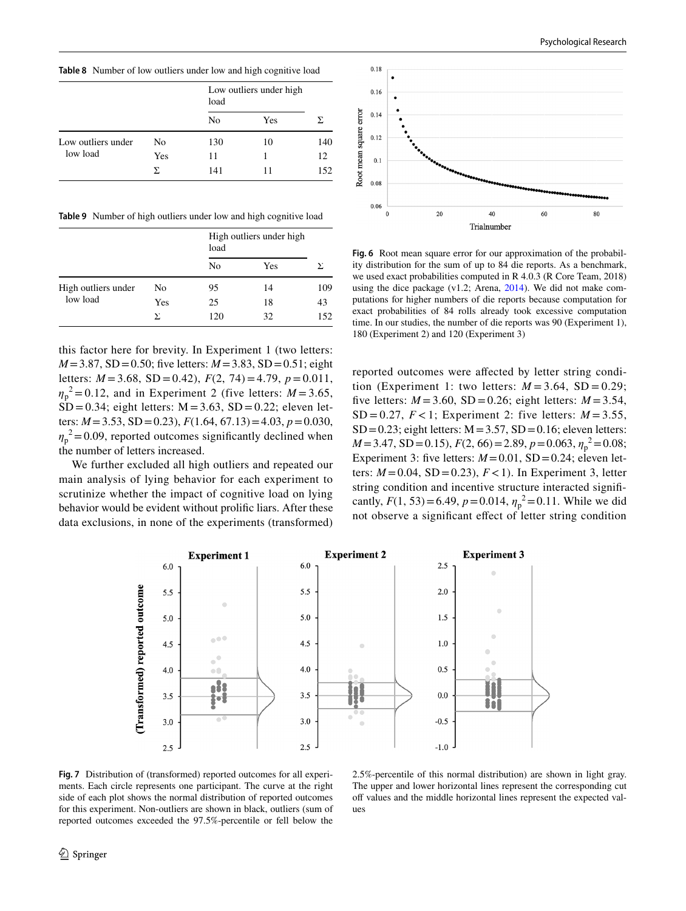**Table 8** Number of low outliers under low and high cognitive load

| | | Low outliers under high load | | |
|---|---|---|---|---|
| | | No | Yes | Σ |
| Low outliers under low load | No | 130 | 10 | 140 |
| | Yes | 11 | 1 | 12 |
| | Σ | 141 | 11 | 152 |

**Table 9** Number of high outliers under low and high cognitive load

| | | High outliers under high load | | |
|---|---|---|---|---|
| | | No | Yes | Σ |
| High outliers under low load | No | 95 | 14 | 109 |
| | Yes | 25 | 18 | 43 |
| | Σ | 120 | 32 | 152 |

this factor here for brevity. In Experiment 1 (two letters: $M = 3.87$, SD = 0.50; five letters: $M = 3.83$, SD = 0.51; eight letters: $M = 3.68$, SD = 0.42), $F(2, 74) = 4.79$, $p = 0.011$, $\eta_p^2 = 0.12$, and in Experiment 2 (five letters: $M = 3.65$, SD = 0.34; eight letters: M = 3.63, SD = 0.22; eleven letters: $M = 3.53$, SD = 0.23), $F(1.64, 67.13) = 4.03$, $p = 0.030$, $\eta_p^2 = 0.09$, reported outcomes significantly declined when the number of letters increased.

We further excluded all high outliers and repeated our main analysis of lying behavior for each experiment to scrutinize whether the impact of cognitive load on lying behavior would be evident without prolific liars. After these data exclusions, in none of the experiments (transformed) reported outcomes were affected by letter string condition (Experiment 1: two letters: $M = 3.64$, SD = 0.29; five letters: $M = 3.60$, SD = 0.26; eight letters: $M = 3.54$, SD = 0.27, $F < 1$; Experiment 2: five letters: $M = 3.55$, SD = 0.23; eight letters: M = 3.57, SD = 0.16; eleven letters: $M = 3.47$, SD = 0.15), $F(2, 66) = 2.89$, $p = 0.063$, $\eta_p^2 = 0.08$; Experiment 3: five letters: $M = 0.01$, SD = 0.24; eleven letters: $M = 0.04$, SD = 0.23), $F < 1$). In Experiment 3, letter string condition and incentive structure interacted significantly, $F(1, 53) = 6.49$, $p = 0.014$, $\eta_p^2 = 0.11$. While we did not observe a significant effect of letter string condition

**Fig. 6** Root mean square error for our approximation of the probability distribution for the sum of up to 84 die reports. As a benchmark, we used exact probabilities computed in R 4.0.3 (R Core Team, 2018) using the dice package (v1.2; Arena, 2014). We did not make computations for higher numbers of die reports because computation for exact probabilities of 84 rolls already took excessive computation time. In our studies, the number of die reports was 90 (Experiment 1), 180 (Experiment 2) and 120 (Experiment 3)

**Fig. 7** Distribution of (transformed) reported outcomes for all experiments. Each circle represents one participant. The curve at the right side of each plot shows the normal distribution of reported outcomes for this experiment. Non-outliers are shown in black, outliers (sum of reported outcomes exceeded the 97.5%-percentile or fell below the 2.5%-percentile of this normal distribution) are shown in light gray. The upper and lower horizontal lines represent the corresponding cut off values and the middle horizontal lines represent the expected values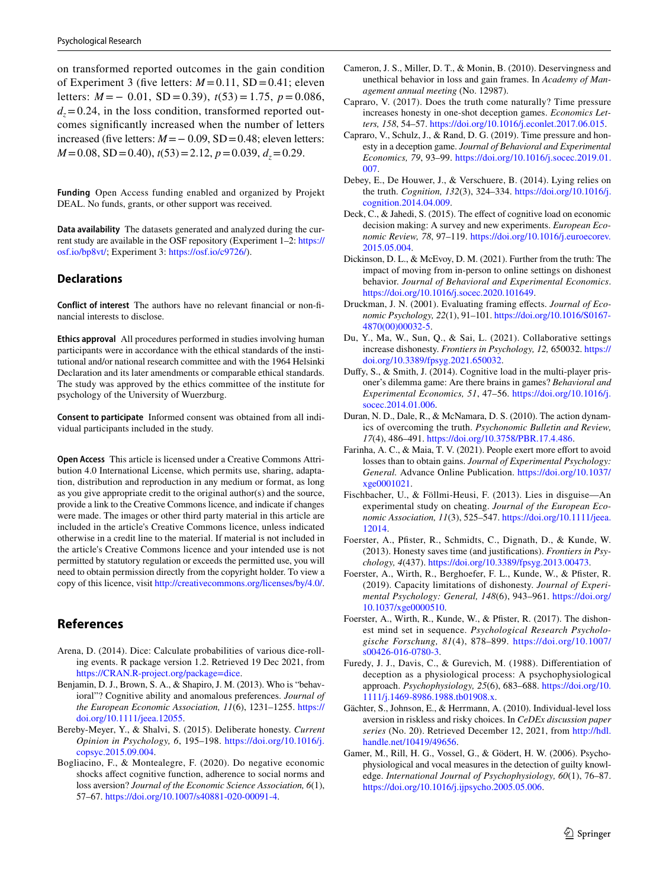on transformed reported outcomes in the gain condition of Experiment 3 (five letters: $M = 0.11$, $SD = 0.41$; eleven letters: $M = -0.01$, $SD = 0.39$), $t(53) = 1.75$, $p = 0.086$, $d_z = 0.24$, in the loss condition, transformed reported outcomes significantly increased when the number of letters increased (five letters: $M = -0.09$, $SD = 0.48$; eleven letters: $M = 0.08$, $SD = 0.40$), $t(53) = 2.12$, $p = 0.039$, $d_z = 0.29$.

**Funding** Open Access funding enabled and organized by Projekt DEAL. No funds, grants, or other support was received.

**Data availability** The datasets generated and analyzed during the current study are available in the OSF repository (Experiment 1–2: https://osf.io/bp8vt/; Experiment 3: https://osf.io/c9726/).

## Declarations

**Conflict of interest** The authors have no relevant financial or non-financial interests to disclose.

**Ethics approval** All procedures performed in studies involving human participants were in accordance with the ethical standards of the institutional and/or national research committee and with the 1964 Helsinki Declaration and its later amendments or comparable ethical standards. The study was approved by the ethics committee of the institute for psychology of the University of Wuerzburg.

**Consent to participate** Informed consent was obtained from all individual participants included in the study.

**Open Access** This article is licensed under a Creative Commons Attribution 4.0 International License, which permits use, sharing, adaptation, distribution and reproduction in any medium or format, as long as you give appropriate credit to the original author(s) and the source, provide a link to the Creative Commons licence, and indicate if changes were made. The images or other third party material in this article are included in the article's Creative Commons licence, unless indicated otherwise in a credit line to the material. If material is not included in the article's Creative Commons licence and your intended use is not permitted by statutory regulation or exceeds the permitted use, you will need to obtain permission directly from the copyright holder. To view a copy of this licence, visit http://creativecommons.org/licenses/by/4.0/.

## References

Arena, D. (2014). Dice: Calculate probabilities of various dice-rolling events. R package version 1.2. Retrieved 19 Dec 2021, from https://CRAN.R-project.org/package=dice.

Benjamin, D. J., Brown, S. A., & Shapiro, J. M. (2013). Who is "behavioral"? Cognitive ability and anomalous preferences. *Journal of the European Economic Association, 11*(6), 1231–1255. https://doi.org/10.1111/jeea.12055.

Bereby-Meyer, Y., & Shalvi, S. (2015). Deliberate honesty. *Current Opinion in Psychology, 6*, 195–198. https://doi.org/10.1016/j.copsyc.2015.09.004.

Bogliacino, F., & Montealegre, F. (2020). Do negative economic shocks affect cognitive function, adherence to social norms and loss aversion? *Journal of the Economic Science Association, 6*(1), 57–67. https://doi.org/10.1007/s40881-020-00091-4.

Cameron, J. S., Miller, D. T., & Monin, B. (2010). Deservingness and unethical behavior in loss and gain frames. In *Academy of Management annual meeting* (No. 12987).

Capraro, V. (2017). Does the truth come naturally? Time pressure increases honesty in one-shot deception games. *Economics Letters, 158*, 54–57. https://doi.org/10.1016/j.econlet.2017.06.015.

Capraro, V., Schulz, J., & Rand, D. G. (2019). Time pressure and honesty in a deception game. *Journal of Behavioral and Experimental Economics, 79*, 93–99. https://doi.org/10.1016/j.socec.2019.01.007.

Debey, E., De Houwer, J., & Verschuere, B. (2014). Lying relies on the truth. *Cognition, 132*(3), 324–334. https://doi.org/10.1016/j.cognition.2014.04.009.

Deck, C., & Jahedi, S. (2015). The effect of cognitive load on economic decision making: A survey and new experiments. *European Economic Review, 78*, 97–119. https://doi.org/10.1016/j.euroecorev.2015.05.004.

Dickinson, D. L., & McEvoy, D. M. (2021). Further from the truth: The impact of moving from in-person to online settings on dishonest behavior. *Journal of Behavioral and Experimental Economics*. https://doi.org/10.1016/j.socec.2020.101649.

Druckman, J. N. (2001). Evaluating framing effects. *Journal of Economic Psychology, 22*(1), 91–101. https://doi.org/10.1016/S0167-4870(00)00032-5.

Du, Y., Ma, W., Sun, Q., & Sai, L. (2021). Collaborative settings increase dishonesty. *Frontiers in Psychology, 12,* 650032. https://doi.org/10.3389/fpsyg.2021.650032.

Duffy, S., & Smith, J. (2014). Cognitive load in the multi-player prisoner's dilemma game: Are there brains in games? *Behavioral and Experimental Economics, 51*, 47–56. https://doi.org/10.1016/j.socec.2014.01.006.

Duran, N. D., Dale, R., & McNamara, D. S. (2010). The action dynamics of overcoming the truth. *Psychonomic Bulletin and Review, 17*(4), 486–491. https://doi.org/10.3758/PBR.17.4.486.

Farinha, A. C., & Maia, T. V. (2021). People exert more effort to avoid losses than to obtain gains. *Journal of Experimental Psychology: General.* Advance Online Publication. https://doi.org/10.1037/xge0001021.

Fischbacher, U., & Föllmi-Heusi, F. (2013). Lies in disguise—An experimental study on cheating. *Journal of the European Economic Association, 11*(3), 525–547. https://doi.org/10.1111/jeea.12014.

Foerster, A., Pfister, R., Schmidts, C., Dignath, D., & Kunde, W. (2013). Honesty saves time (and justifications). *Frontiers in Psychology, 4*(437). https://doi.org/10.3389/fpsyg.2013.00473.

Foerster, A., Wirth, R., Berghoefer, F. L., Kunde, W., & Pfister, R. (2019). Capacity limitations of dishonesty. *Journal of Experimental Psychology: General, 148*(6), 943–961. https://doi.org/10.1037/xge0000510.

Foerster, A., Wirth, R., Kunde, W., & Pfister, R. (2017). The dishonest mind set in sequence. *Psychological Research Psychologische Forschung, 81*(4), 878–899. https://doi.org/10.1007/s00426-016-0780-3.

Furedy, J. J., Davis, C., & Gurevich, M. (1988). Differentiation of deception as a physiological process: A psychophysiological approach. *Psychophysiology, 25*(6), 683–688. https://doi.org/10.1111/j.1469-8986.1988.tb01908.x.

Gächter, S., Johnson, E., & Herrmann, A. (2010). Individual-level loss aversion in riskless and risky choices. In *CeDEx discussion paper series* (No. 20). Retrieved December 12, 2021, from http://hdl.handle.net/10419/49656.

Gamer, M., Rill, H. G., Vossel, G., & Gödert, H. W. (2006). Psychophysiological and vocal measures in the detection of guilty knowledge. *International Journal of Psychophysiology, 60*(1), 76–87. https://doi.org/10.1016/j.ijpsycho.2005.05.006.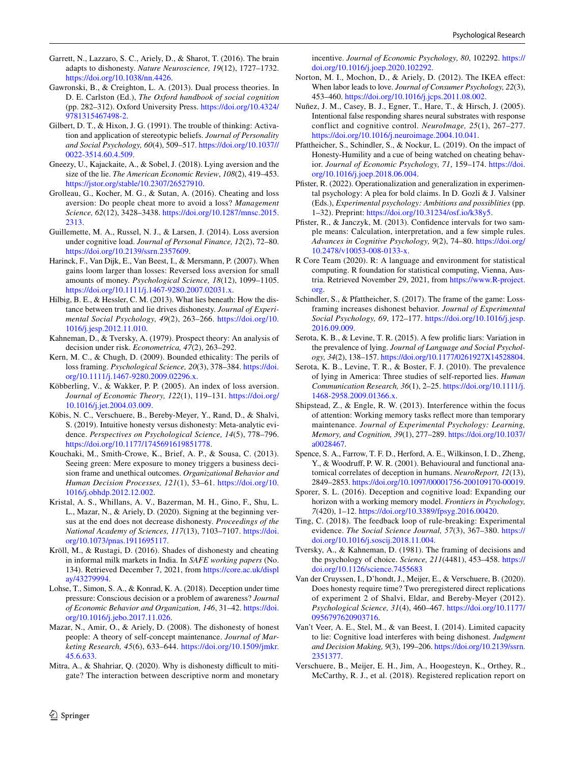Garrett, N., Lazzaro, S. C., Ariely, D., & Sharot, T. (2016). The brain adapts to dishonesty. *Nature Neuroscience, 19*(12), 1727–1732. https://doi.org/10.1038/nn.4426.

Gawronski, B., & Creighton, L. A. (2013). Dual process theories. In D. E. Carlston (Ed.), *The Oxford handbook of social cognition* (pp. 282–312). Oxford University Press. https://doi.org/10.4324/9781315467498-2.

Gilbert, D. T., & Hixon, J. G. (1991). The trouble of thinking: Activation and application of stereotypic beliefs. *Journal of Personality and Social Psychology, 60*(4), 509–517. https://doi.org/10.1037//0022-3514.60.4.509.

Gneezy, U., Kajackaite, A., & Sobel, J. (2018). Lying aversion and the size of the lie. *The American Economic Review, 108*(2), 419–453. https://jstor.org/stable/10.2307/26527910.

Grolleau, G., Kocher, M. G., & Sutan, A. (2016). Cheating and loss aversion: Do people cheat more to avoid a loss? *Management Science, 62*(12), 3428–3438. https://doi.org/10.1287/mnsc.2015.2313.

Guillemette, M. A., Russel, N. J., & Larsen, J. (2014). Loss aversion under cognitive load. *Journal of Personal Finance, 12*(2), 72–80. https://doi.org/10.2139/ssrn.2357609.

Harinck, F., Van Dijk, E., Van Beest, I., & Mersmann, P. (2007). When gains loom larger than losses: Reversed loss aversion for small amounts of money. *Psychological Science, 18*(12), 1099–1105. https://doi.org/10.1111/j.1467-9280.2007.02031.x.

Hilbig, B. E., & Hessler, C. M. (2013). What lies beneath: How the distance between truth and lie drives dishonesty. *Journal of Experimental Social Psychology, 49*(2), 263–266. https://doi.org/10.1016/j.jesp.2012.11.010.

Kahneman, D., & Tversky, A. (1979). Prospect theory: An analysis of decision under risk. *Econometrica, 47*(2), 263–292.

Kern, M. C., & Chugh, D. (2009). Bounded ethicality: The perils of loss framing. *Psychological Science, 20*(3), 378–384. https://doi.org/10.1111/j.1467-9280.2009.02296.x.

Köbberling, V., & Wakker, P. P. (2005). An index of loss aversion. *Journal of Economic Theory, 122*(1), 119–131. https://doi.org/10.1016/j.jet.2004.03.009.

Köbis, N. C., Verschuere, B., Bereby-Meyer, Y., Rand, D., & Shalvi, S. (2019). Intuitive honesty versus dishonesty: Meta-analytic evidence. *Perspectives on Psychological Science, 14*(5), 778–796. https://doi.org/10.1177/1745691619851778.

Kouchaki, M., Smith-Crowe, K., Brief, A. P., & Sousa, C. (2013). Seeing green: Mere exposure to money triggers a business decision frame and unethical outcomes. *Organizational Behavior and Human Decision Processes, 121*(1), 53–61. https://doi.org/10.1016/j.obhdp.2012.12.002.

Kristal, A. S., Whillans, A. V., Bazerman, M. H., Gino, F., Shu, L. L., Mazar, N., & Ariely, D. (2020). Signing at the beginning versus at the end does not decrease dishonesty. *Proceedings of the National Academy of Sciences, 117*(13), 7103–7107. https://doi.org/10.1073/pnas.1911695117.

Kröll, M., & Rustagi, D. (2016). Shades of dishonesty and cheating in informal milk markets in India. In *SAFE working papers* (No. 134). Retrieved December 7, 2021, from https://core.ac.uk/display/43279994.

Lohse, T., Simon, S. A., & Konrad, K. A. (2018). Deception under time pressure: Conscious decision or a problem of awareness? *Journal of Economic Behavior and Organization, 146*, 31–42. https://doi.org/10.1016/j.jebo.2017.11.026.

Mazar, N., Amir, O., & Ariely, D. (2008). The dishonesty of honest people: A theory of self-concept maintenance. *Journal of Marketing Research, 45*(6), 633–644. https://doi.org/10.1509/jmkr.45.6.633.

Mitra, A., & Shahriar, Q. (2020). Why is dishonesty difficult to mitigate? The interaction between descriptive norm and monetary incentive. *Journal of Economic Psychology, 80*, 102292. https://doi.org/10.1016/j.joep.2020.102292.

Norton, M. I., Mochon, D., & Ariely, D. (2012). The IKEA effect: When labor leads to love. *Journal of Consumer Psychology, 22*(3), 453–460. https://doi.org/10.1016/j.jcps.2011.08.002.

Nuñez, J. M., Casey, B. J., Egner, T., Hare, T., & Hirsch, J. (2005). Intentional false responding shares neural substrates with response conflict and cognitive control. *NeuroImage, 25*(1), 267–277. https://doi.org/10.1016/j.neuroimage.2004.10.041.

Pfattheicher, S., Schindler, S., & Nockur, L. (2019). On the impact of Honesty-Humility and a cue of being watched on cheating behavior. *Journal of Economic Psychology, 71*, 159–174. https://doi.org/10.1016/j.joep.2018.06.004.

Pfister, R. (2022). Operationalization and generalization in experimental psychology: A plea for bold claims. In D. Gozli & J. Valsiner (Eds.), *Experimental psychology: Ambitions and possiblities* (pp. 1–32). Preprint: https://doi.org/10.31234/osf.io/k38y5.

Pfister, R., & Janczyk, M. (2013). Confidence intervals for two sample means: Calculation, interpretation, and a few simple rules. *Advances in Cognitive Psychology, 9*(2), 74–80. https://doi.org/10.2478/v10053-008-0133-x.

R Core Team (2020). R: A language and environment for statistical computing. R foundation for statistical computing, Vienna, Austria. Retrieved November 29, 2021, from https://www.R-project.org.

Schindler, S., & Pfattheicher, S. (2017). The frame of the game: Loss-framing increases dishonest behavior. *Journal of Experimental Social Psychology, 69*, 172–177. https://doi.org/10.1016/j.jesp.2016.09.009.

Serota, K. B., & Levine, T. R. (2015). A few prolific liars: Variation in the prevalence of lying. *Journal of Language and Social Psychology, 34*(2), 138–157. https://doi.org/10.1177/0261927X14528804.

Serota, K. B., Levine, T. R., & Boster, F. J. (2010). The prevalence of lying in America: Three studies of self-reported lies. *Human Communication Research, 36*(1), 2–25. https://doi.org/10.1111/j.1468-2958.2009.01366.x.

Shipstead, Z., & Engle, R. W. (2013). Interference within the focus of attention: Working memory tasks reflect more than temporary maintenance. *Journal of Experimental Psychology: Learning, Memory, and Cognition, 39*(1), 277–289. https://doi.org/10.1037/a0028467.

Spence, S. A., Farrow, T. F. D., Herford, A. E., Wilkinson, I. D., Zheng, Y., & Woodruff, P. W. R. (2001). Behavioural and functional anatomical correlates of deception in humans. *NeuroReport, 12*(13), 2849–2853. https://doi.org/10.1097/00001756-200109170-00019.

Sporer, S. L. (2016). Deception and cognitive load: Expanding our horizon with a working memory model. *Frontiers in Psychology, 7*(420), 1–12. https://doi.org/10.3389/fpsyg.2016.00420.

Ting, C. (2018). The feedback loop of rule-breaking: Experimental evidence. *The Social Science Journal, 57*(3), 367–380. https://doi.org/10.1016/j.soscij.2018.11.004.

Tversky, A., & Kahneman, D. (1981). The framing of decisions and the psychology of choice. *Science, 211*(4481), 453–458. https://doi.org/10.1126/science.7455683

Van der Cruyssen, I., D'hondt, J., Meijer, E., & Verschuere, B. (2020). Does honesty require time? Two preregistered direct replications of experiment 2 of Shalvi, Eldar, and Bereby-Meyer (2012). *Psychological Science, 31*(4), 460–467. https://doi.org/10.1177/0956797620903716.

Van't Veer, A. E., Stel, M., & van Beest, I. (2014). Limited capacity to lie: Cognitive load interferes with being dishonest. *Judgment and Decision Making, 9*(3), 199–206. https://doi.org/10.2139/ssrn.2351377.

Verschuere, B., Meijer, E. H., Jim, A., Hoogesteyn, K., Orthey, R., McCarthy, R. J., et al. (2018). Registered replication report on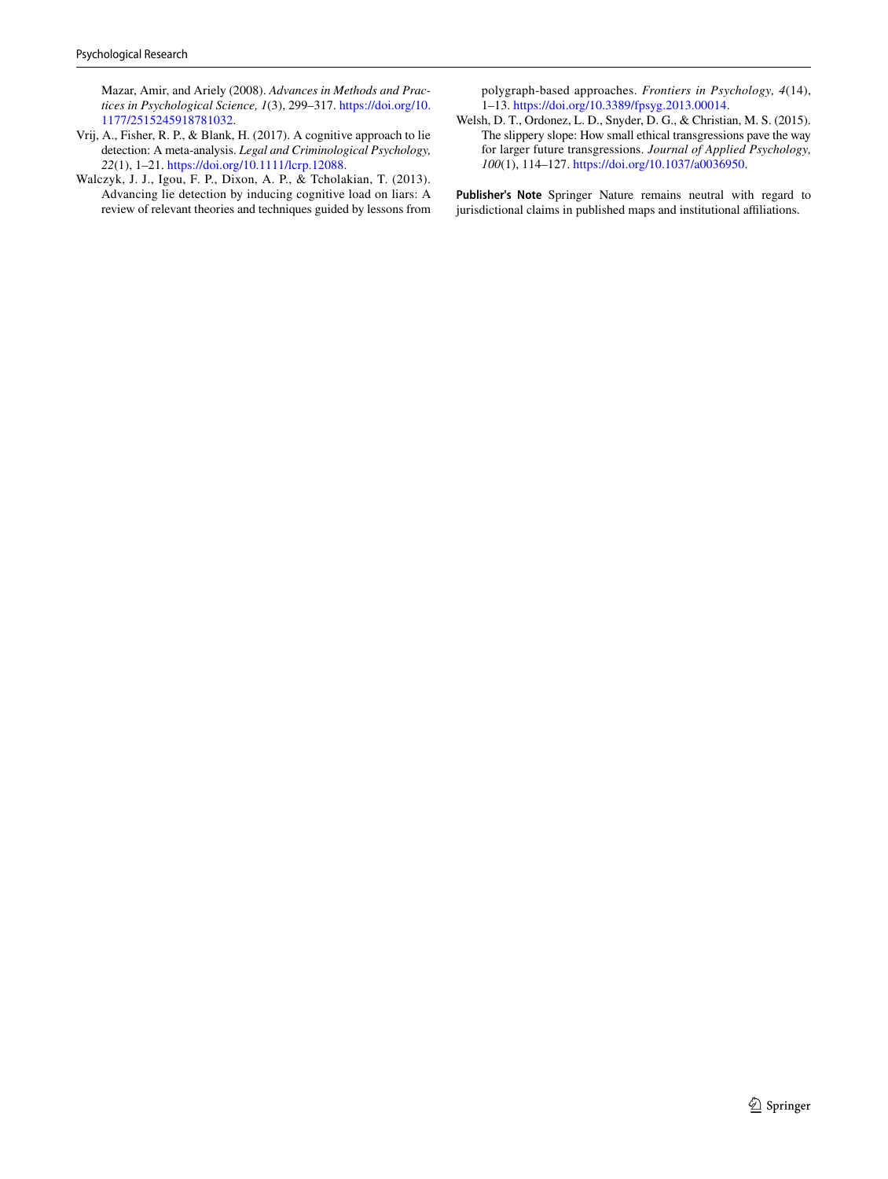Mazar, Amir, and Ariely (2008). *Advances in Methods and Practices in Psychological Science, 1*(3), 299–317. https://doi.org/10.1177/2515245918781032.

Vrij, A., Fisher, R. P., & Blank, H. (2017). A cognitive approach to lie detection: A meta-analysis. *Legal and Criminological Psychology, 22*(1), 1–21. https://doi.org/10.1111/lcrp.12088.

Walczyk, J. J., Igou, F. P., Dixon, A. P., & Tcholakian, T. (2013). Advancing lie detection by inducing cognitive load on liars: A review of relevant theories and techniques guided by lessons from polygraph-based approaches. *Frontiers in Psychology, 4*(14), 1–13. https://doi.org/10.3389/fpsyg.2013.00014.

Welsh, D. T., Ordonez, L. D., Snyder, D. G., & Christian, M. S. (2015). The slippery slope: How small ethical transgressions pave the way for larger future transgressions. *Journal of Applied Psychology, 100*(1), 114–127. https://doi.org/10.1037/a0036950.

**Publisher's Note** Springer Nature remains neutral with regard to jurisdictional claims in published maps and institutional affiliations.